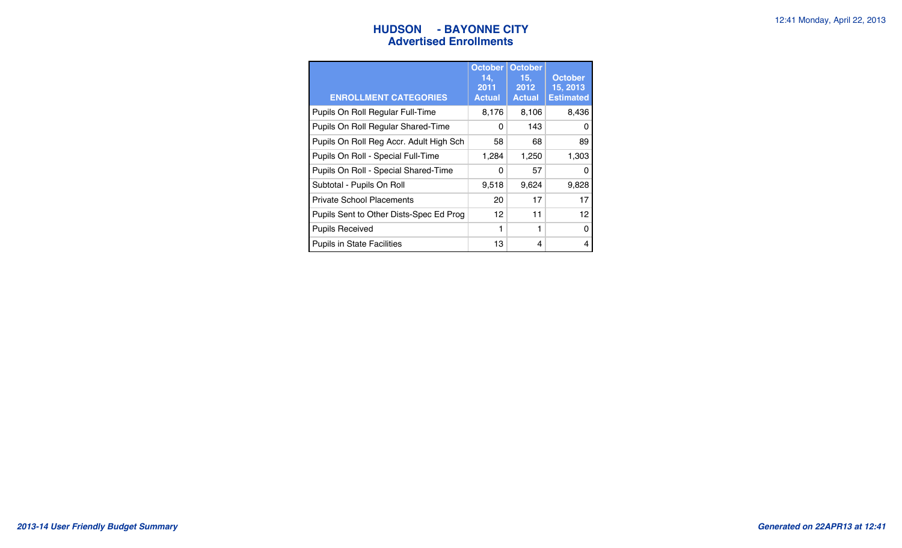# HUDSON - BAYONNE CITY
## Advertised Enrollments

| ENROLLMENT CATEGORIES | October 14, 2011 Actual | October 15, 2012 Actual | October 15, 2013 Estimated |
|---|---|---|---|
| Pupils On Roll Regular Full-Time | 8,176 | 8,106 | 8,436 |
| Pupils On Roll Regular Shared-Time | 0 | 143 | 0 |
| Pupils On Roll Reg Accr. Adult High Sch | 58 | 68 | 89 |
| Pupils On Roll - Special Full-Time | 1,284 | 1,250 | 1,303 |
| Pupils On Roll - Special Shared-Time | 0 | 57 | 0 |
| Subtotal - Pupils On Roll | 9,518 | 9,624 | 9,828 |
| Private School Placements | 20 | 17 | 17 |
| Pupils Sent to Other Dists-Spec Ed Prog | 12 | 11 | 12 |
| Pupils Received | 1 | 1 | 0 |
| Pupils in State Facilities | 13 | 4 | 4 |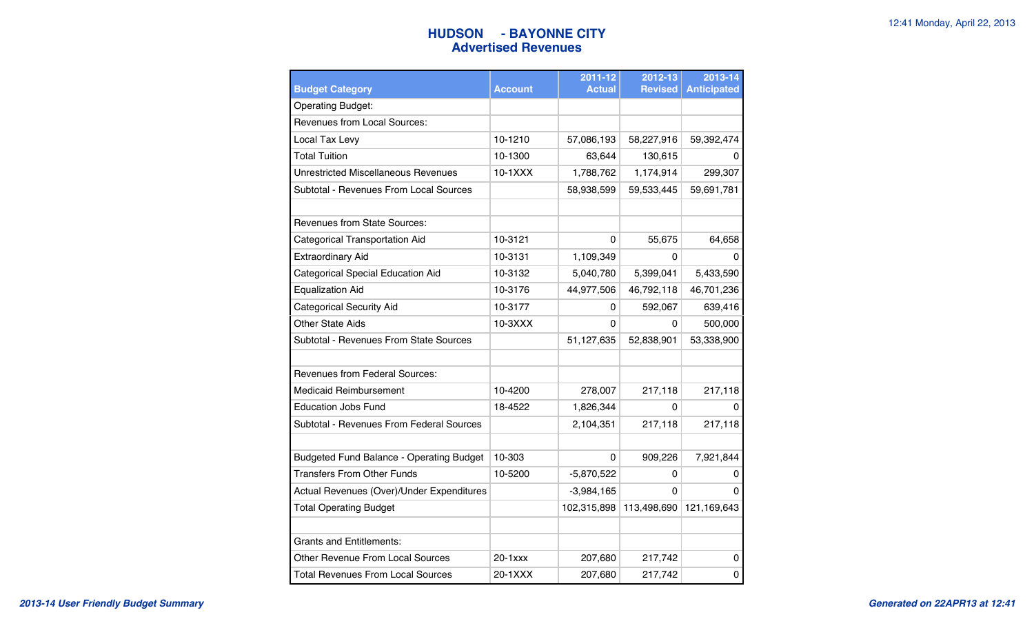# HUDSON - BAYONNE CITY
## Advertised Revenues

| Budget Category | Account | 2011-12 Actual | 2012-13 Revised | 2013-14 Anticipated |
|---|---|---|---|---|
| Operating Budget: | | | | |
| Revenues from Local Sources: | | | | |
| Local Tax Levy | 10-1210 | 57,086,193 | 58,227,916 | 59,392,474 |
| Total Tuition | 10-1300 | 63,644 | 130,615 | 0 |
| Unrestricted Miscellaneous Revenues | 10-1XXX | 1,788,762 | 1,174,914 | 299,307 |
| Subtotal - Revenues From Local Sources | | 58,938,599 | 59,533,445 | 59,691,781 |
| | | | | |
| Revenues from State Sources: | | | | |
| Categorical Transportation Aid | 10-3121 | 0 | 55,675 | 64,658 |
| Extraordinary Aid | 10-3131 | 1,109,349 | 0 | 0 |
| Categorical Special Education Aid | 10-3132 | 5,040,780 | 5,399,041 | 5,433,590 |
| Equalization Aid | 10-3176 | 44,977,506 | 46,792,118 | 46,701,236 |
| Categorical Security Aid | 10-3177 | 0 | 592,067 | 639,416 |
| Other State Aids | 10-3XXX | 0 | 0 | 500,000 |
| Subtotal - Revenues From State Sources | | 51,127,635 | 52,838,901 | 53,338,900 |
| | | | | |
| Revenues from Federal Sources: | | | | |
| Medicaid Reimbursement | 10-4200 | 278,007 | 217,118 | 217,118 |
| Education Jobs Fund | 18-4522 | 1,826,344 | 0 | 0 |
| Subtotal - Revenues From Federal Sources | | 2,104,351 | 217,118 | 217,118 |
| | | | | |
| Budgeted Fund Balance - Operating Budget | 10-303 | 0 | 909,226 | 7,921,844 |
| Transfers From Other Funds | 10-5200 | -5,870,522 | 0 | 0 |
| Actual Revenues (Over)/Under Expenditures | | -3,984,165 | 0 | 0 |
| Total Operating Budget | | 102,315,898 | 113,498,690 | 121,169,643 |
| | | | | |
| Grants and Entitlements: | | | | |
| Other Revenue From Local Sources | 20-1xxx | 207,680 | 217,742 | 0 |
| Total Revenues From Local Sources | 20-1XXX | 207,680 | 217,742 | 0 |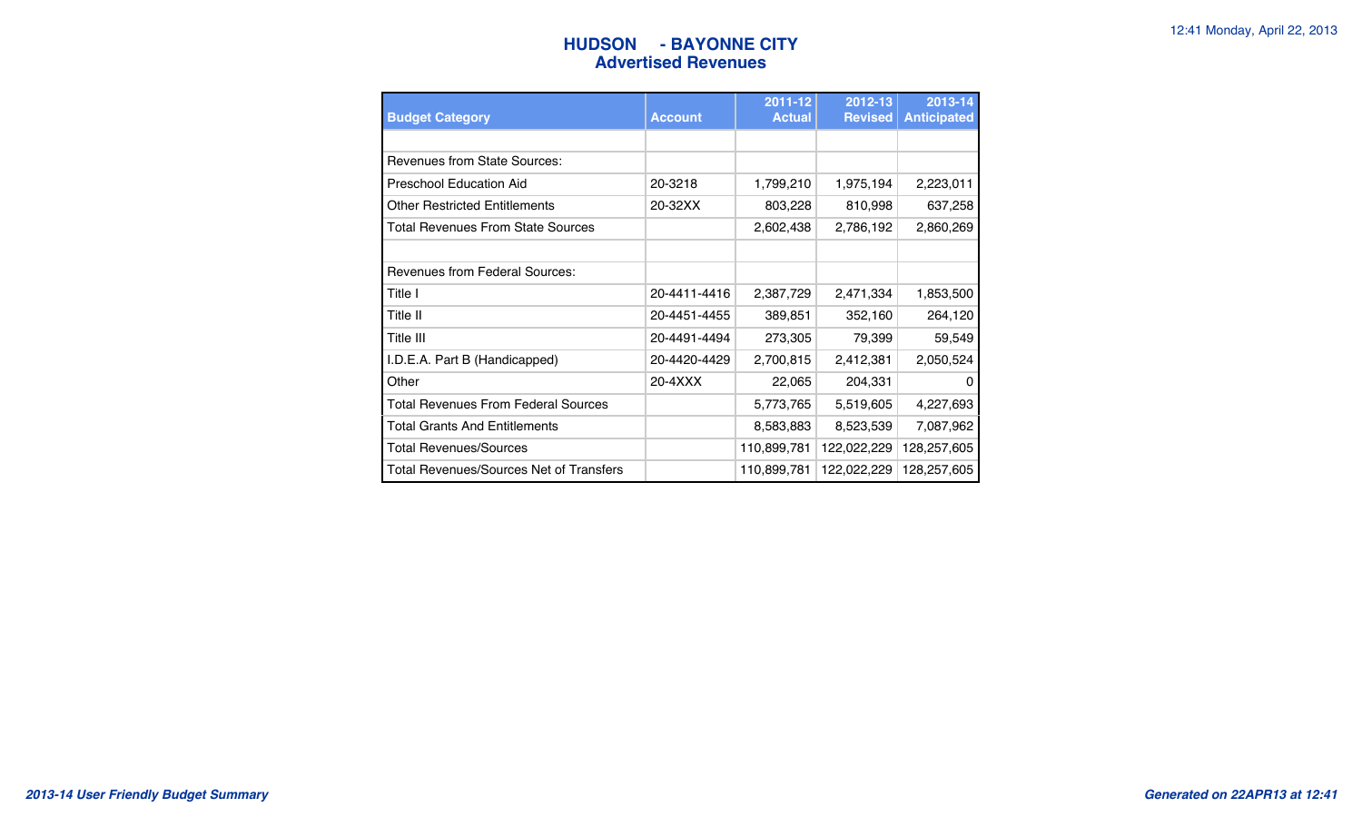## HUDSON - BAYONNE CITY
### Advertised Revenues

| Budget Category | Account | 2011-12 Actual | 2012-13 Revised | 2013-14 Anticipated |
|---|---|---|---|---|
| | | | | |
| Revenues from State Sources: | | | | |
| Preschool Education Aid | 20-3218 | 1,799,210 | 1,975,194 | 2,223,011 |
| Other Restricted Entitlements | 20-32XX | 803,228 | 810,998 | 637,258 |
| Total Revenues From State Sources | | 2,602,438 | 2,786,192 | 2,860,269 |
| | | | | |
| Revenues from Federal Sources: | | | | |
| Title I | 20-4411-4416 | 2,387,729 | 2,471,334 | 1,853,500 |
| Title II | 20-4451-4455 | 389,851 | 352,160 | 264,120 |
| Title III | 20-4491-4494 | 273,305 | 79,399 | 59,549 |
| I.D.E.A. Part B (Handicapped) | 20-4420-4429 | 2,700,815 | 2,412,381 | 2,050,524 |
| Other | 20-4XXX | 22,065 | 204,331 | 0 |
| Total Revenues From Federal Sources | | 5,773,765 | 5,519,605 | 4,227,693 |
| Total Grants And Entitlements | | 8,583,883 | 8,523,539 | 7,087,962 |
| Total Revenues/Sources | | 110,899,781 | 122,022,229 | 128,257,605 |
| Total Revenues/Sources Net of Transfers | | 110,899,781 | 122,022,229 | 128,257,605 |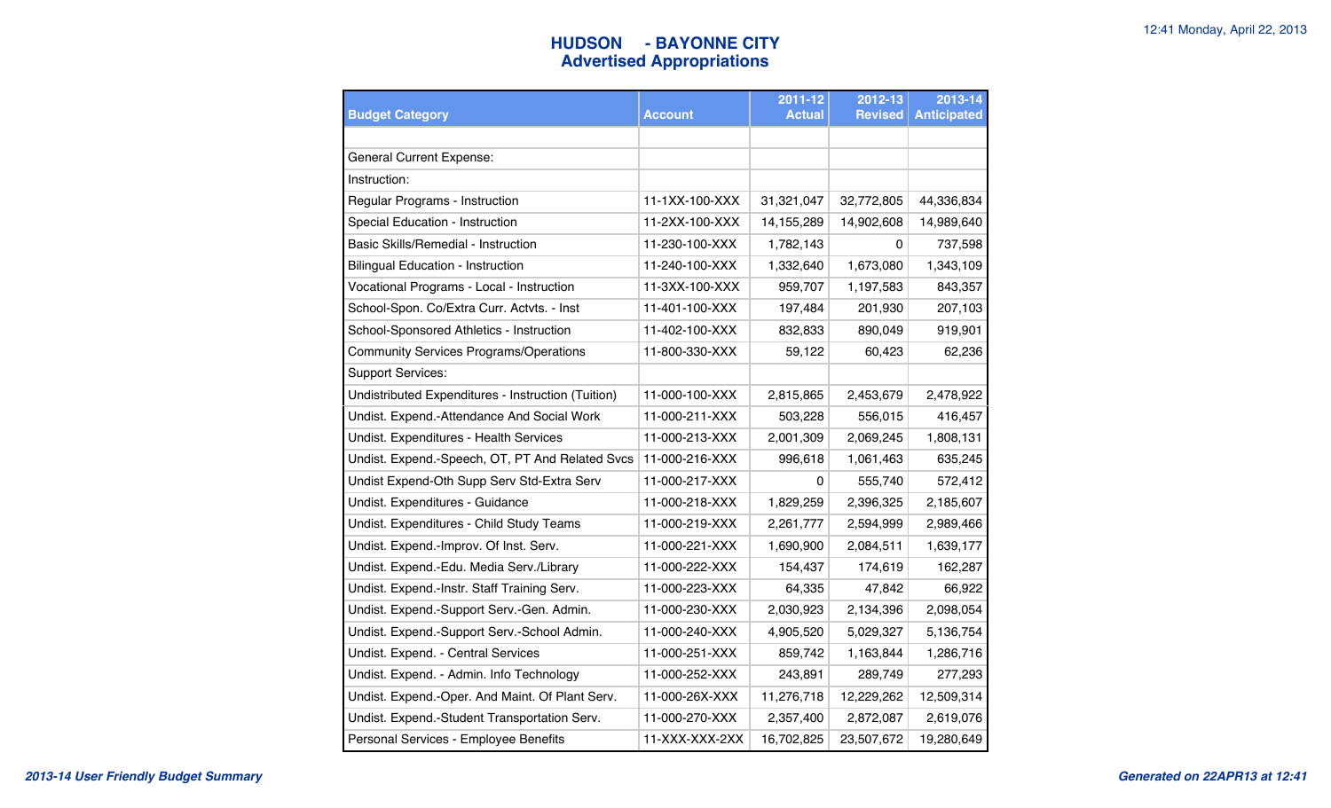# HUDSON - BAYONNE CITY
## Advertised Appropriations

| Budget Category | Account | 2011-12 Actual | 2012-13 Revised | 2013-14 Anticipated |
|---|---|---|---|---|
| | | | | |
| General Current Expense: | | | | |
| Instruction: | | | | |
| Regular Programs - Instruction | 11-1XX-100-XXX | 31,321,047 | 32,772,805 | 44,336,834 |
| Special Education - Instruction | 11-2XX-100-XXX | 14,155,289 | 14,902,608 | 14,989,640 |
| Basic Skills/Remedial - Instruction | 11-230-100-XXX | 1,782,143 | 0 | 737,598 |
| Bilingual Education - Instruction | 11-240-100-XXX | 1,332,640 | 1,673,080 | 1,343,109 |
| Vocational Programs - Local - Instruction | 11-3XX-100-XXX | 959,707 | 1,197,583 | 843,357 |
| School-Spon. Co/Extra Curr. Actvts. - Inst | 11-401-100-XXX | 197,484 | 201,930 | 207,103 |
| School-Sponsored Athletics - Instruction | 11-402-100-XXX | 832,833 | 890,049 | 919,901 |
| Community Services Programs/Operations | 11-800-330-XXX | 59,122 | 60,423 | 62,236 |
| Support Services: | | | | |
| Undistributed Expenditures - Instruction (Tuition) | 11-000-100-XXX | 2,815,865 | 2,453,679 | 2,478,922 |
| Undist. Expend.-Attendance And Social Work | 11-000-211-XXX | 503,228 | 556,015 | 416,457 |
| Undist. Expenditures - Health Services | 11-000-213-XXX | 2,001,309 | 2,069,245 | 1,808,131 |
| Undist. Expend.-Speech, OT, PT And Related Svcs | 11-000-216-XXX | 996,618 | 1,061,463 | 635,245 |
| Undist Expend-Oth Supp Serv Std-Extra Serv | 11-000-217-XXX | 0 | 555,740 | 572,412 |
| Undist. Expenditures - Guidance | 11-000-218-XXX | 1,829,259 | 2,396,325 | 2,185,607 |
| Undist. Expenditures - Child Study Teams | 11-000-219-XXX | 2,261,777 | 2,594,999 | 2,989,466 |
| Undist. Expend.-Improv. Of Inst. Serv. | 11-000-221-XXX | 1,690,900 | 2,084,511 | 1,639,177 |
| Undist. Expend.-Edu. Media Serv./Library | 11-000-222-XXX | 154,437 | 174,619 | 162,287 |
| Undist. Expend.-Instr. Staff Training Serv. | 11-000-223-XXX | 64,335 | 47,842 | 66,922 |
| Undist. Expend.-Support Serv.-Gen. Admin. | 11-000-230-XXX | 2,030,923 | 2,134,396 | 2,098,054 |
| Undist. Expend.-Support Serv.-School Admin. | 11-000-240-XXX | 4,905,520 | 5,029,327 | 5,136,754 |
| Undist. Expend. - Central Services | 11-000-251-XXX | 859,742 | 1,163,844 | 1,286,716 |
| Undist. Expend. - Admin. Info Technology | 11-000-252-XXX | 243,891 | 289,749 | 277,293 |
| Undist. Expend.-Oper. And Maint. Of Plant Serv. | 11-000-26X-XXX | 11,276,718 | 12,229,262 | 12,509,314 |
| Undist. Expend.-Student Transportation Serv. | 11-000-270-XXX | 2,357,400 | 2,872,087 | 2,619,076 |
| Personal Services - Employee Benefits | 11-XXX-XXX-2XX | 16,702,825 | 23,507,672 | 19,280,649 |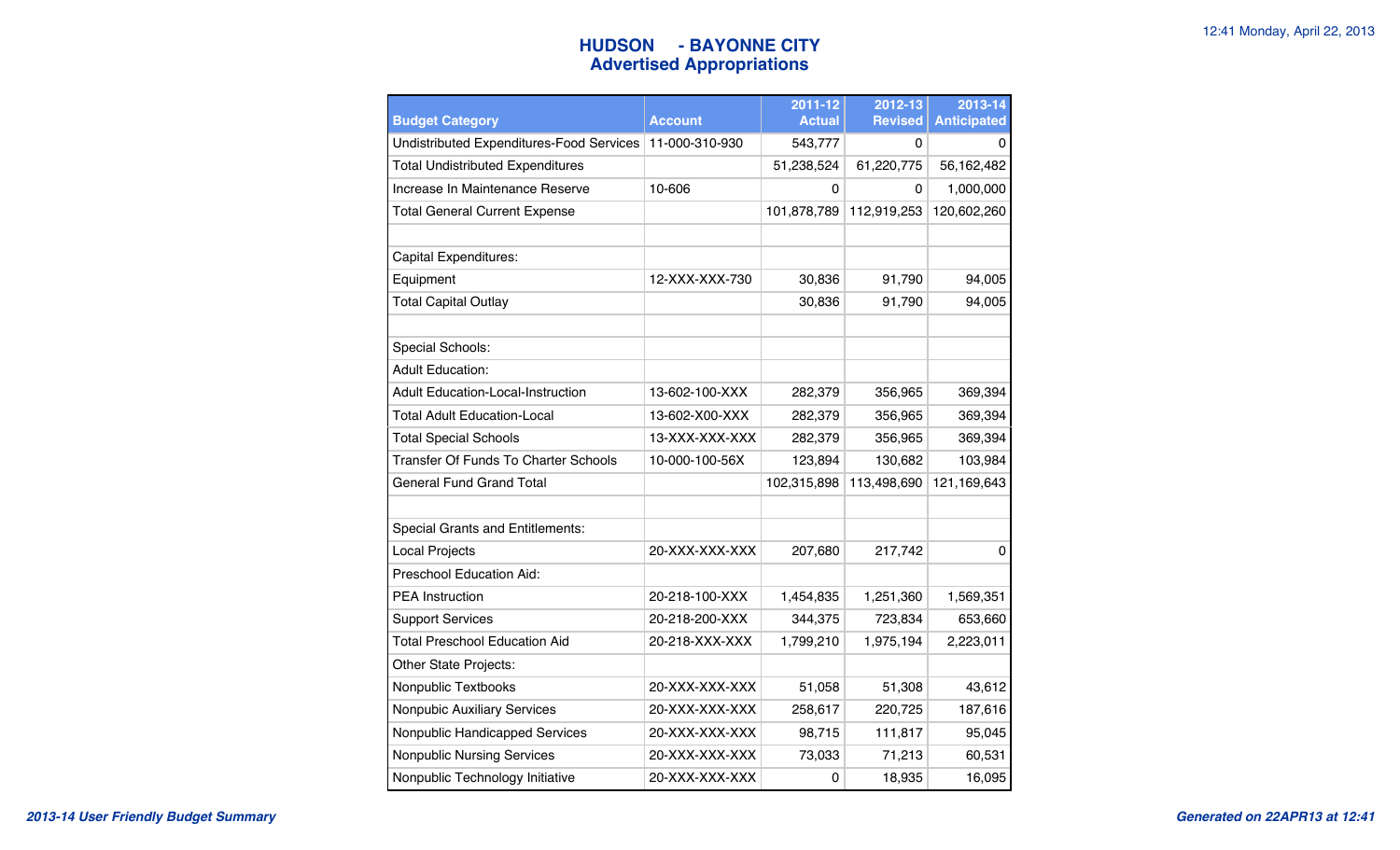# HUDSON - BAYONNE CITY
## Advertised Appropriations

| Budget Category | Account | 2011-12 Actual | 2012-13 Revised | 2013-14 Anticipated |
|---|---|---|---|---|
| Undistributed Expenditures-Food Services | 11-000-310-930 | 543,777 | 0 | 0 |
| Total Undistributed Expenditures | | 51,238,524 | 61,220,775 | 56,162,482 |
| Increase In Maintenance Reserve | 10-606 | 0 | 0 | 1,000,000 |
| Total General Current Expense | | 101,878,789 | 112,919,253 | 120,602,260 |
| | | | | |
| Capital Expenditures: | | | | |
| Equipment | 12-XXX-XXX-730 | 30,836 | 91,790 | 94,005 |
| Total Capital Outlay | | 30,836 | 91,790 | 94,005 |
| | | | | |
| Special Schools: | | | | |
| Adult Education: | | | | |
| Adult Education-Local-Instruction | 13-602-100-XXX | 282,379 | 356,965 | 369,394 |
| Total Adult Education-Local | 13-602-X00-XXX | 282,379 | 356,965 | 369,394 |
| Total Special Schools | 13-XXX-XXX-XXX | 282,379 | 356,965 | 369,394 |
| Transfer Of Funds To Charter Schools | 10-000-100-56X | 123,894 | 130,682 | 103,984 |
| General Fund Grand Total | | 102,315,898 | 113,498,690 | 121,169,643 |
| | | | | |
| Special Grants and Entitlements: | | | | |
| Local Projects | 20-XXX-XXX-XXX | 207,680 | 217,742 | 0 |
| Preschool Education Aid: | | | | |
| PEA Instruction | 20-218-100-XXX | 1,454,835 | 1,251,360 | 1,569,351 |
| Support Services | 20-218-200-XXX | 344,375 | 723,834 | 653,660 |
| Total Preschool Education Aid | 20-218-XXX-XXX | 1,799,210 | 1,975,194 | 2,223,011 |
| Other State Projects: | | | | |
| Nonpubic Textbooks | 20-XXX-XXX-XXX | 51,058 | 51,308 | 43,612 |
| Nonpubic Auxiliary Services | 20-XXX-XXX-XXX | 258,617 | 220,725 | 187,616 |
| Nonpublic Handicapped Services | 20-XXX-XXX-XXX | 98,715 | 111,817 | 95,045 |
| Nonpublic Nursing Services | 20-XXX-XXX-XXX | 73,033 | 71,213 | 60,531 |
| Nonpublic Technology Initiative | 20-XXX-XXX-XXX | 0 | 18,935 | 16,095 |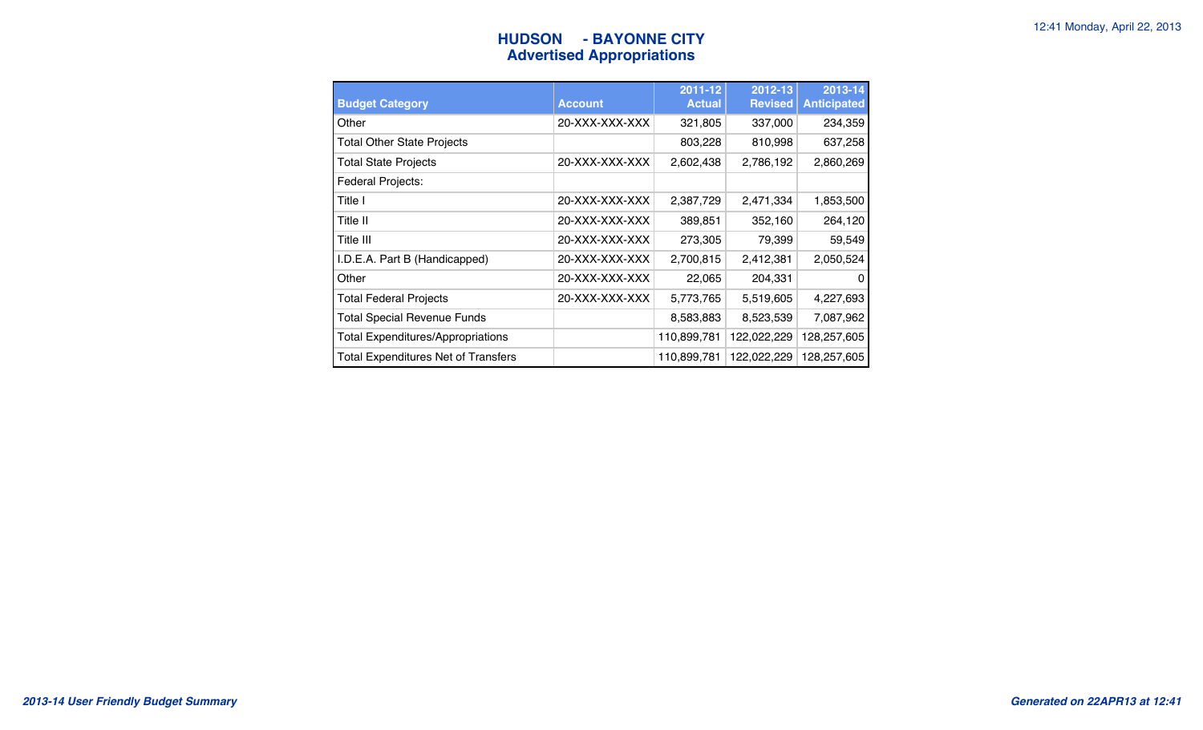# HUDSON - BAYONNE CITY
## Advertised Appropriations

| Budget Category | Account | 2011-12 Actual | 2012-13 Revised | 2013-14 Anticipated |
|---|---|---|---|---|
| Other | 20-XXX-XXX-XXX | 321,805 | 337,000 | 234,359 |
| Total Other State Projects | | 803,228 | 810,998 | 637,258 |
| Total State Projects | 20-XXX-XXX-XXX | 2,602,438 | 2,786,192 | 2,860,269 |
| Federal Projects: | | | | |
| Title I | 20-XXX-XXX-XXX | 2,387,729 | 2,471,334 | 1,853,500 |
| Title II | 20-XXX-XXX-XXX | 389,851 | 352,160 | 264,120 |
| Title III | 20-XXX-XXX-XXX | 273,305 | 79,399 | 59,549 |
| I.D.E.A. Part B (Handicapped) | 20-XXX-XXX-XXX | 2,700,815 | 2,412,381 | 2,050,524 |
| Other | 20-XXX-XXX-XXX | 22,065 | 204,331 | 0 |
| Total Federal Projects | 20-XXX-XXX-XXX | 5,773,765 | 5,519,605 | 4,227,693 |
| Total Special Revenue Funds | | 8,583,883 | 8,523,539 | 7,087,962 |
| Total Expenditures/Appropriations | | 110,899,781 | 122,022,229 | 128,257,605 |
| Total Expenditures Net of Transfers | | 110,899,781 | 122,022,229 | 128,257,605 |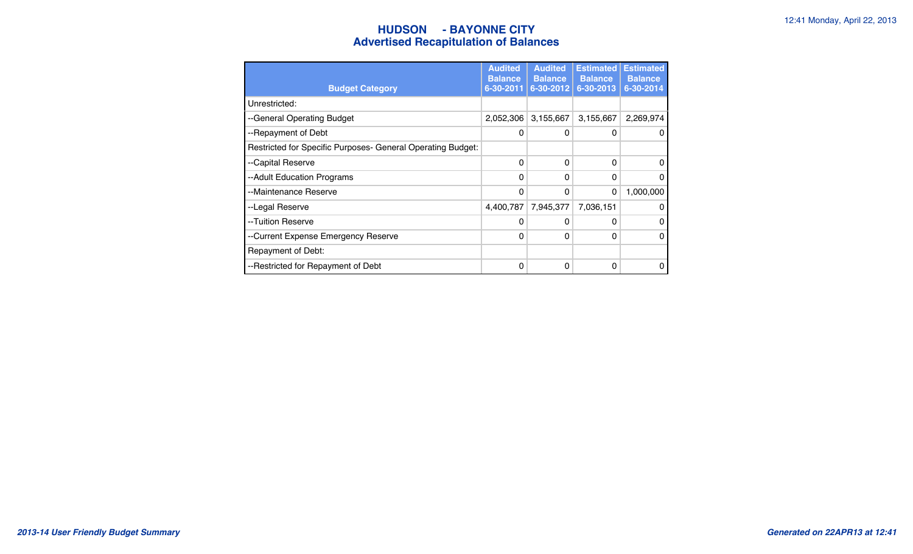# HUDSON - BAYONNE CITY
## Advertised Recapitulation of Balances

| Budget Category | Audited Balance 6-30-2011 | Audited Balance 6-30-2012 | Estimated Balance 6-30-2013 | Estimated Balance 6-30-2014 |
|---|---|---|---|---|
| Unrestricted: | | | | |
| --General Operating Budget | 2,052,306 | 3,155,667 | 3,155,667 | 2,269,974 |
| --Repayment of Debt | 0 | 0 | 0 | 0 |
| Restricted for Specific Purposes- General Operating Budget: | | | | |
| --Capital Reserve | 0 | 0 | 0 | 0 |
| --Adult Education Programs | 0 | 0 | 0 | 0 |
| --Maintenance Reserve | 0 | 0 | 0 | 1,000,000 |
| --Legal Reserve | 4,400,787 | 7,945,377 | 7,036,151 | 0 |
| --Tuition Reserve | 0 | 0 | 0 | 0 |
| --Current Expense Emergency Reserve | 0 | 0 | 0 | 0 |
| Repayment of Debt: | | | | |
| --Restricted for Repayment of Debt | 0 | 0 | 0 | 0 |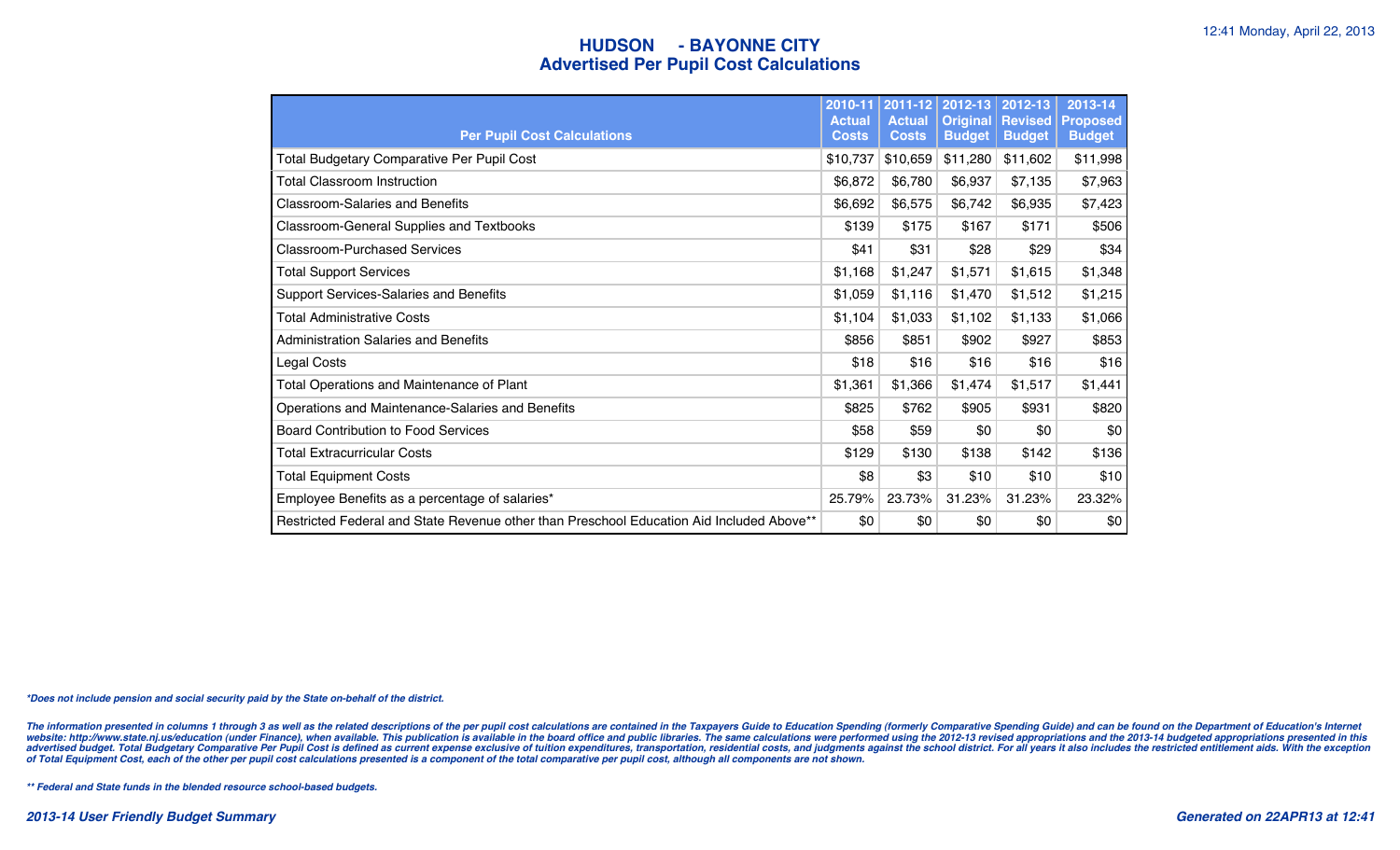# HUDSON - BAYONNE CITY
## Advertised Per Pupil Cost Calculations

| Per Pupil Cost Calculations | 2010-11 Actual Costs | 2011-12 Actual Costs | 2012-13 Original Budget | 2012-13 Revised Budget | 2013-14 Proposed Budget |
|---|---|---|---|---|---|
| Total Budgetary Comparative Per Pupil Cost | $10,737 | $10,659 | $11,280 | $11,602 | $11,998 |
| Total Classroom Instruction | $6,872 | $6,780 | $6,937 | $7,135 | $7,963 |
| Classroom-Salaries and Benefits | $6,692 | $6,575 | $6,742 | $6,935 | $7,423 |
| Classroom-General Supplies and Textbooks | $139 | $175 | $167 | $171 | $506 |
| Classroom-Purchased Services | $41 | $31 | $28 | $29 | $34 |
| Total Support Services | $1,168 | $1,247 | $1,571 | $1,615 | $1,348 |
| Support Services-Salaries and Benefits | $1,059 | $1,116 | $1,470 | $1,512 | $1,215 |
| Total Administrative Costs | $1,104 | $1,033 | $1,102 | $1,133 | $1,066 |
| Administration Salaries and Benefits | $856 | $851 | $902 | $927 | $853 |
| Legal Costs | $18 | $16 | $16 | $16 | $16 |
| Total Operations and Maintenance of Plant | $1,361 | $1,366 | $1,474 | $1,517 | $1,441 |
| Operations and Maintenance-Salaries and Benefits | $825 | $762 | $905 | $931 | $820 |
| Board Contribution to Food Services | $58 | $59 | $0 | $0 | $0 |
| Total Extracurricular Costs | $129 | $130 | $138 | $142 | $136 |
| Total Equipment Costs | $8 | $3 | $10 | $10 | $10 |
| Employee Benefits as a percentage of salaries* | 25.79% | 23.73% | 31.23% | 31.23% | 23.32% |
| Restricted Federal and State Revenue other than Preschool Education Aid Included Above** | $0 | $0 | $0 | $0 | $0 |

*\*Does not include pension and social security paid by the State on-behalf of the district.*

*The information presented in columns 1 through 3 as well as the related descriptions of the per pupil cost calculations are contained in the Taxpayers Guide to Education Spending (formerly Comparative Spending Guide) and can be found on the Department of Education's Internet website: http://www.state.nj.us/education (under Finance), when available. This publication is available in the board office and public libraries. The same calculations were performed using the 2012-13 revised appropriations and the 2013-14 budgeted appropriations presented in this advertised budget. Total Budgetary Comparative Per Pupil Cost is defined as current expense exclusive of tuition expenditures, transportation, residential costs, and judgments against the school district. For all years it also includes the restricted entitlement aids. With the exception of Total Equipment Cost, each of the other per pupil cost calculations presented is a component of the total comparative per pupil cost, although all components are not shown.*

*\*\* Federal and State funds in the blended resource school-based budgets.*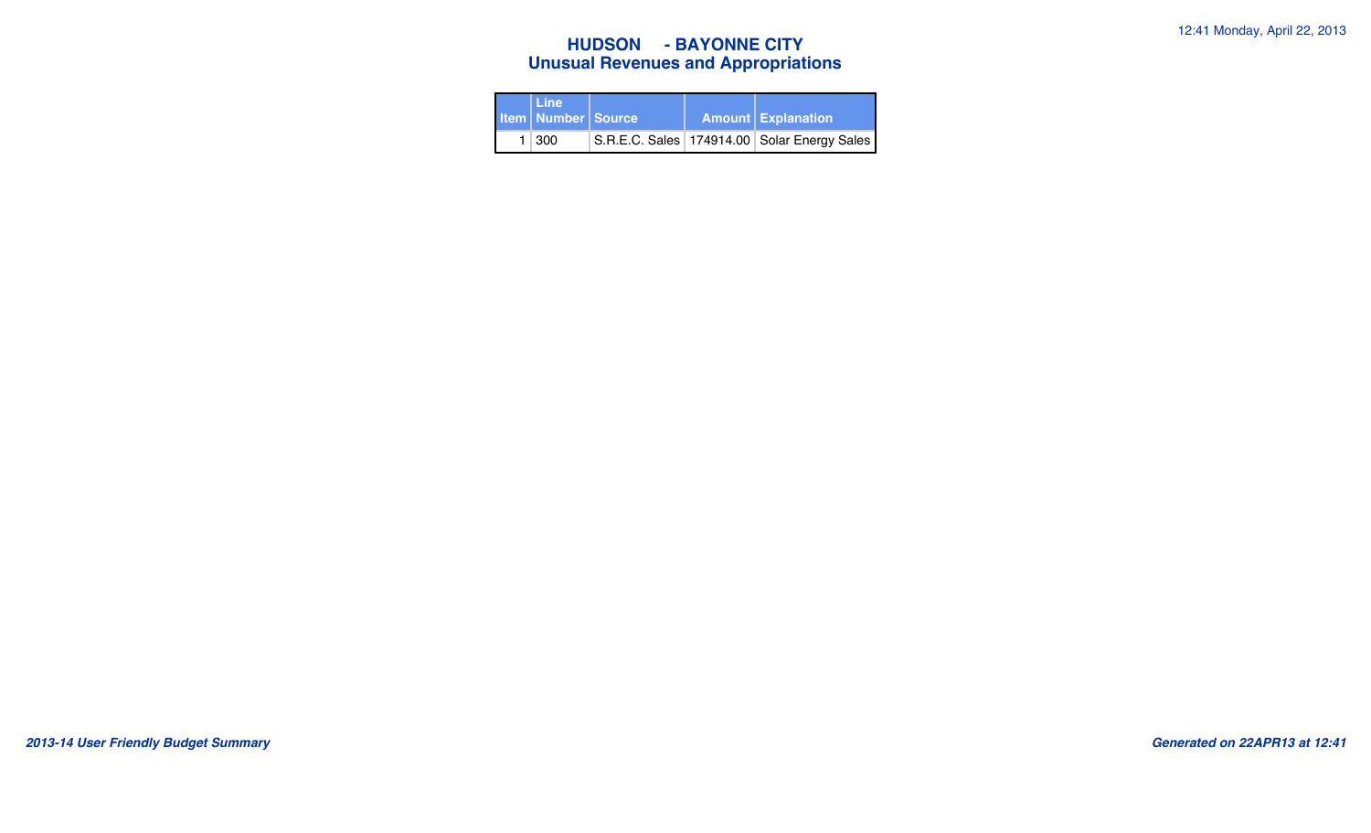# HUDSON - BAYONNE CITY
## Unusual Revenues and Appropriations

| Item | Line Number | Source | Amount | Explanation |
|---|---|---|---|---|
| 1 | 300 | S.R.E.C. Sales | 174914.00 | Solar Energy Sales |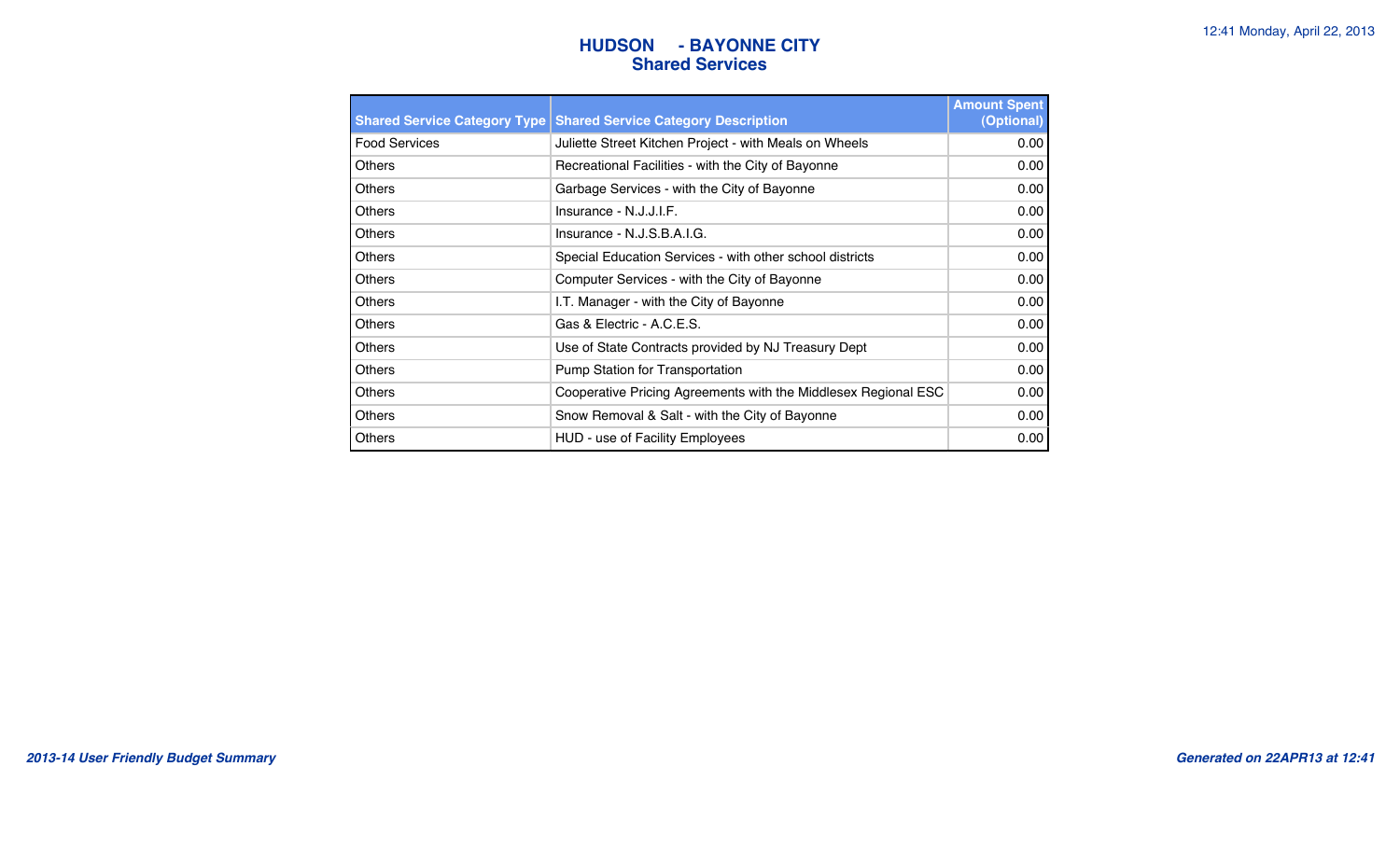# HUDSON - BAYONNE CITY
## Shared Services

| Shared Service Category Type | Shared Service Category Description | Amount Spent (Optional) |
|---|---|---|
| Food Services | Juliette Street Kitchen Project - with Meals on Wheels | 0.00 |
| Others | Recreational Facilities - with the City of Bayonne | 0.00 |
| Others | Garbage Services - with the City of Bayonne | 0.00 |
| Others | Insurance - N.J.J.I.F. | 0.00 |
| Others | Insurance - N.J.S.B.A.I.G. | 0.00 |
| Others | Special Education Services - with other school districts | 0.00 |
| Others | Computer Services - with the City of Bayonne | 0.00 |
| Others | I.T. Manager - with the City of Bayonne | 0.00 |
| Others | Gas & Electric - A.C.E.S. | 0.00 |
| Others | Use of State Contracts provided by NJ Treasury Dept | 0.00 |
| Others | Pump Station for Transportation | 0.00 |
| Others | Cooperative Pricing Agreements with the Middlesex Regional ESC | 0.00 |
| Others | Snow Removal & Salt - with the City of Bayonne | 0.00 |
| Others | HUD - use of Facility Employees | 0.00 |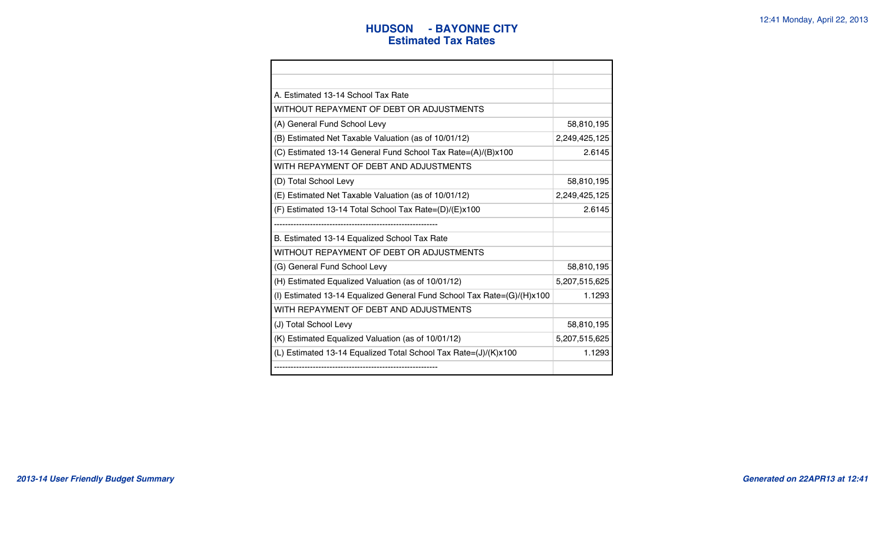# HUDSON - BAYONNE CITY
## Estimated Tax Rates

| | |
|---|---|
| | |
| A. Estimated 13-14 School Tax Rate | |
| WITHOUT REPAYMENT OF DEBT OR ADJUSTMENTS | |
| (A) General Fund School Levy | 58,810,195 |
| (B) Estimated Net Taxable Valuation (as of 10/01/12) | 2,249,425,125 |
| (C) Estimated 13-14 General Fund School Tax Rate=(A)/(B)x100 | 2.6145 |
| WITH REPAYMENT OF DEBT AND ADJUSTMENTS | |
| (D) Total School Levy | 58,810,195 |
| (E) Estimated Net Taxable Valuation (as of 10/01/12) | 2,249,425,125 |
| (F) Estimated 13-14 Total School Tax Rate=(D)/(E)x100 | 2.6145 |
| ------------------------------------------------------------ | |
| B. Estimated 13-14 Equalized School Tax Rate | |
| WITHOUT REPAYMENT OF DEBT OR ADJUSTMENTS | |
| (G) General Fund School Levy | 58,810,195 |
| (H) Estimated Equalized Valuation (as of 10/01/12) | 5,207,515,625 |
| (I) Estimated 13-14 Equalized General Fund School Tax Rate=(G)/(H)x100 | 1.1293 |
| WITH REPAYMENT OF DEBT AND ADJUSTMENTS | |
| (J) Total School Levy | 58,810,195 |
| (K) Estimated Equalized Valuation (as of 10/01/12) | 5,207,515,625 |
| (L) Estimated 13-14 Equalized Total School Tax Rate=(J)/(K)x100 | 1.1293 |
| ------------------------------------------------------------ | |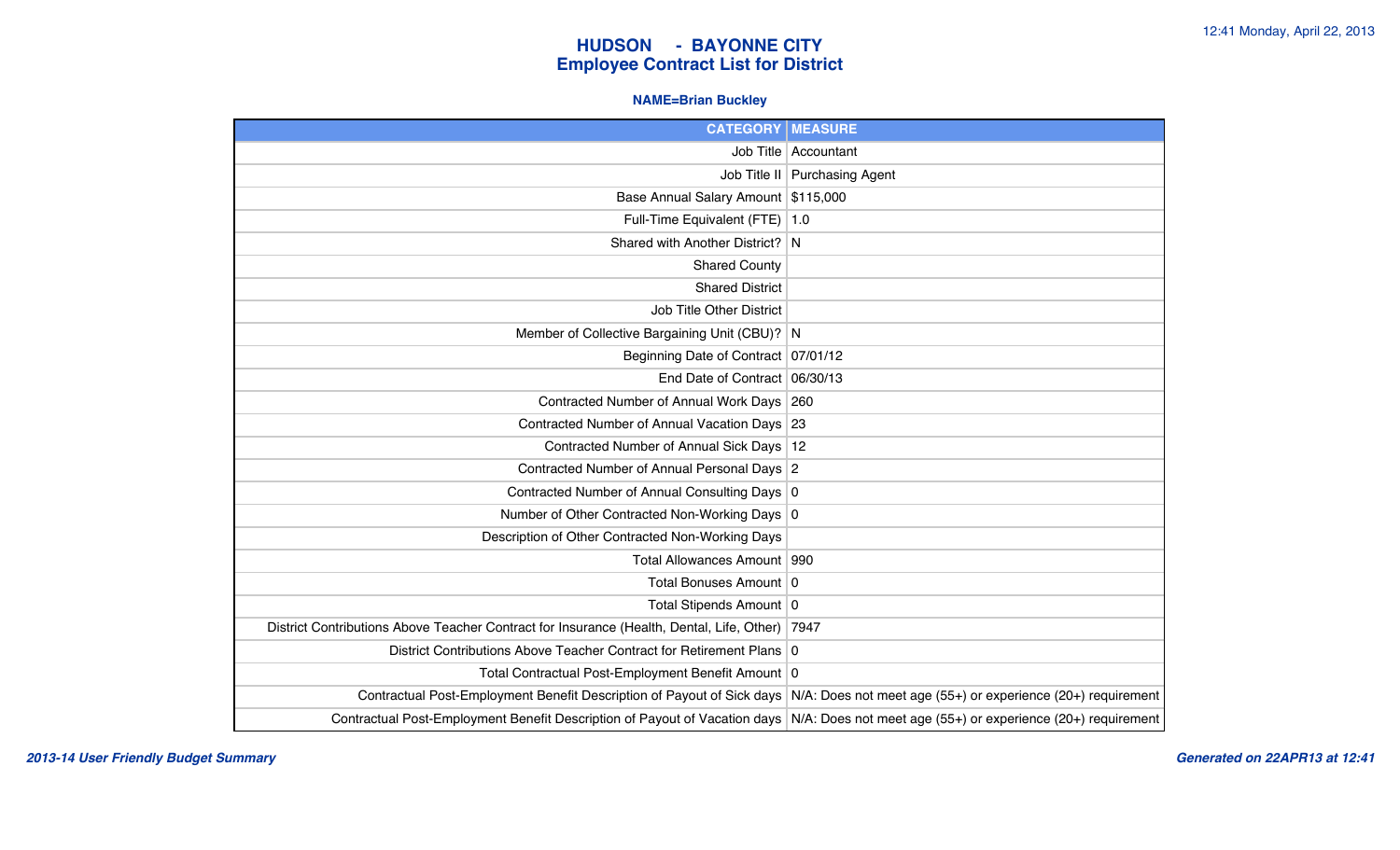# HUDSON - BAYONNE CITY
## Employee Contract List for District

**NAME=Brian Buckley**

| CATEGORY | MEASURE |
|---|---|
| Job Title | Accountant |
| Job Title II | Purchasing Agent |
| Base Annual Salary Amount | $115,000 |
| Full-Time Equivalent (FTE) | 1.0 |
| Shared with Another District? | N |
| Shared County | |
| Shared District | |
| Job Title Other District | |
| Member of Collective Bargaining Unit (CBU)? | N |
| Beginning Date of Contract | 07/01/12 |
| End Date of Contract | 06/30/13 |
| Contracted Number of Annual Work Days | 260 |
| Contracted Number of Annual Vacation Days | 23 |
| Contracted Number of Annual Sick Days | 12 |
| Contracted Number of Annual Personal Days | 2 |
| Contracted Number of Annual Consulting Days | 0 |
| Number of Other Contracted Non-Working Days | 0 |
| Description of Other Contracted Non-Working Days | |
| Total Allowances Amount | 990 |
| Total Bonuses Amount | 0 |
| Total Stipends Amount | 0 |
| District Contributions Above Teacher Contract for Insurance (Health, Dental, Life, Other) | 7947 |
| District Contributions Above Teacher Contract for Retirement Plans | 0 |
| Total Contractual Post-Employment Benefit Amount | 0 |
| Contractual Post-Employment Benefit Description of Payout of Sick days | N/A: Does not meet age (55+) or experience (20+) requirement |
| Contractual Post-Employment Benefit Description of Payout of Vacation days | N/A: Does not meet age (55+) or experience (20+) requirement |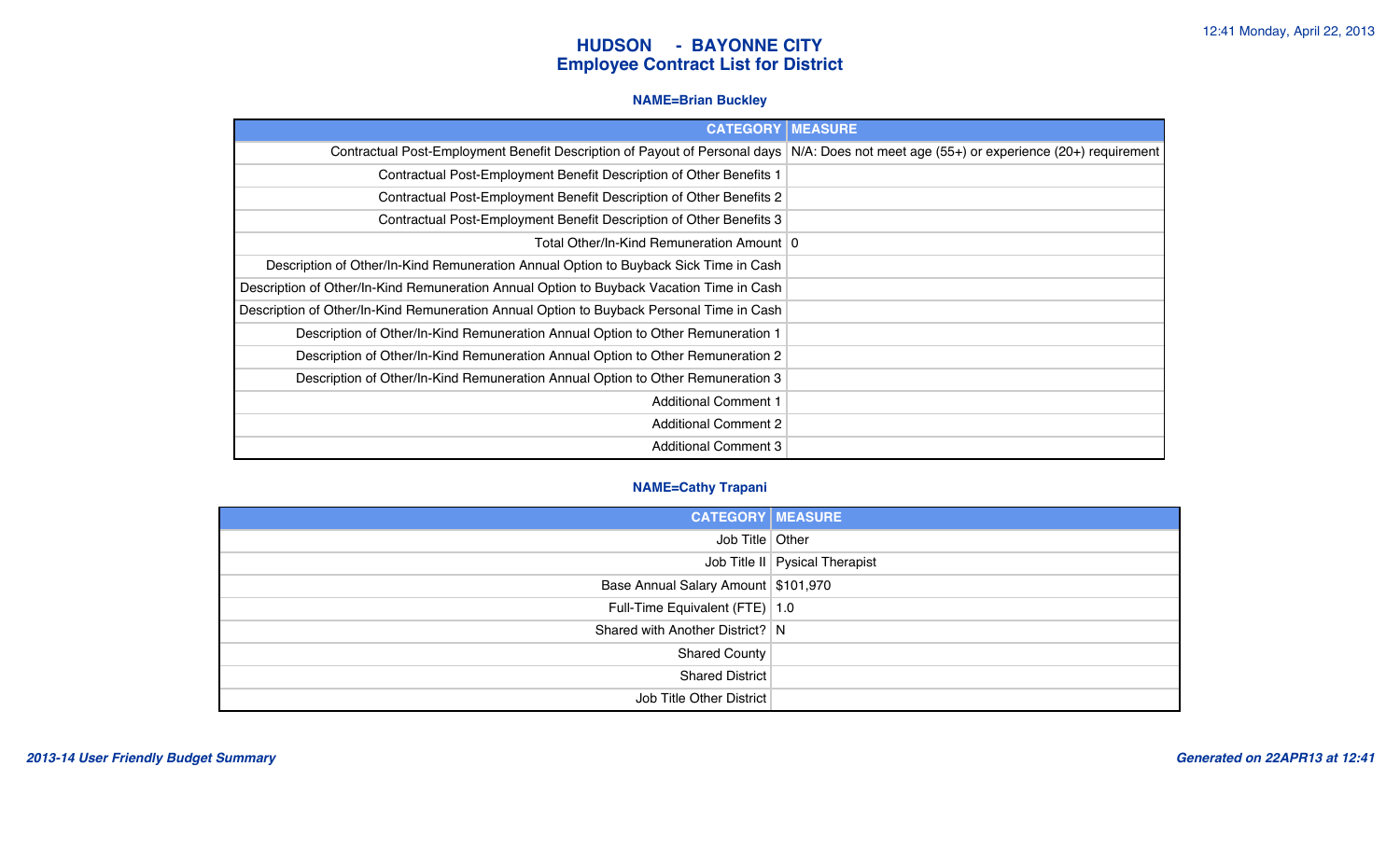# HUDSON - BAYONNE CITY
## Employee Contract List for District

### NAME=Brian Buckley

| CATEGORY | MEASURE |
|---|---|
| Contractual Post-Employment Benefit Description of Payout of Personal days | N/A: Does not meet age (55+) or experience (20+) requirement |
| Contractual Post-Employment Benefit Description of Other Benefits 1 | |
| Contractual Post-Employment Benefit Description of Other Benefits 2 | |
| Contractual Post-Employment Benefit Description of Other Benefits 3 | |
| Total Other/In-Kind Remuneration Amount | 0 |
| Description of Other/In-Kind Remuneration Annual Option to Buyback Sick Time in Cash | |
| Description of Other/In-Kind Remuneration Annual Option to Buyback Vacation Time in Cash | |
| Description of Other/In-Kind Remuneration Annual Option to Buyback Personal Time in Cash | |
| Description of Other/In-Kind Remuneration Annual Option to Other Remuneration 1 | |
| Description of Other/In-Kind Remuneration Annual Option to Other Remuneration 2 | |
| Description of Other/In-Kind Remuneration Annual Option to Other Remuneration 3 | |
| Additional Comment 1 | |
| Additional Comment 2 | |
| Additional Comment 3 | |

### NAME=Cathy Trapani

| CATEGORY | MEASURE |
|---|---|
| Job Title | Other |
| Job Title II | Pysical Therapist |
| Base Annual Salary Amount | $101,970 |
| Full-Time Equivalent (FTE) | 1.0 |
| Shared with Another District? | N |
| Shared County | |
| Shared District | |
| Job Title Other District | |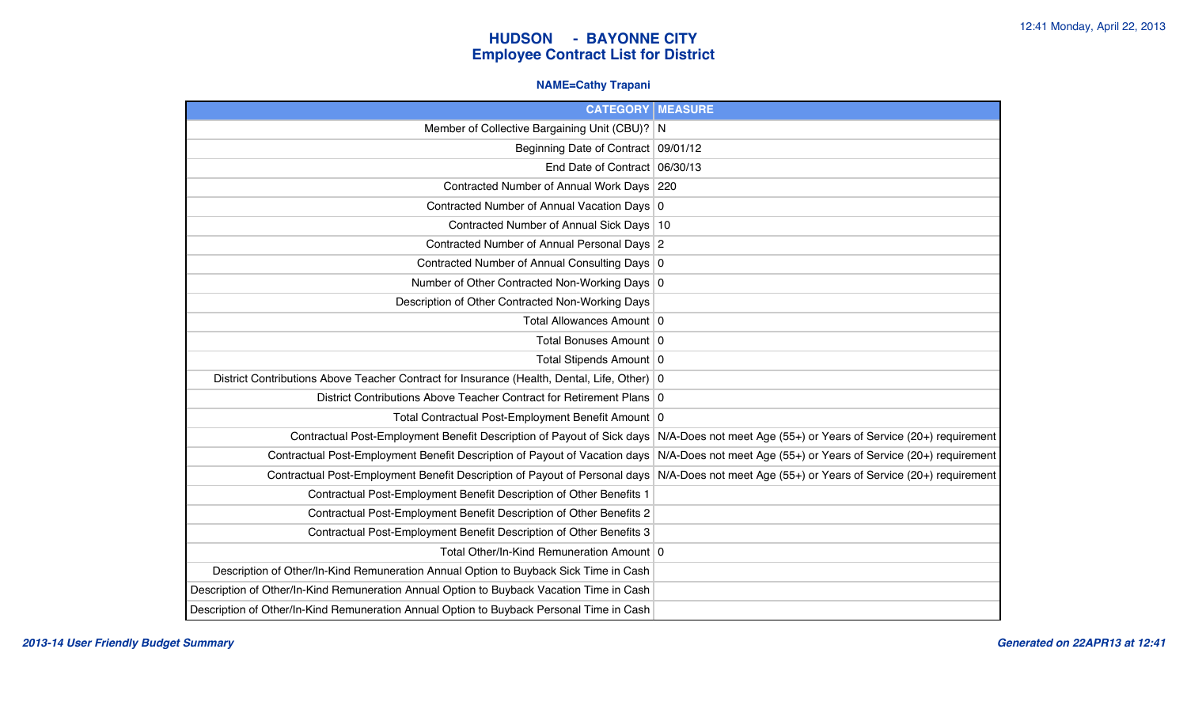# HUDSON - BAYONNE CITY
## Employee Contract List for District

### NAME=Cathy Trapani

| CATEGORY | MEASURE |
| --- | --- |
| Member of Collective Bargaining Unit (CBU)? | N |
| Beginning Date of Contract | 09/01/12 |
| End Date of Contract | 06/30/13 |
| Contracted Number of Annual Work Days | 220 |
| Contracted Number of Annual Vacation Days | 0 |
| Contracted Number of Annual Sick Days | 10 |
| Contracted Number of Annual Personal Days | 2 |
| Contracted Number of Annual Consulting Days | 0 |
| Number of Other Contracted Non-Working Days | 0 |
| Description of Other Contracted Non-Working Days | |
| Total Allowances Amount | 0 |
| Total Bonuses Amount | 0 |
| Total Stipends Amount | 0 |
| District Contributions Above Teacher Contract for Insurance (Health, Dental, Life, Other) | 0 |
| District Contributions Above Teacher Contract for Retirement Plans | 0 |
| Total Contractual Post-Employment Benefit Amount | 0 |
| Contractual Post-Employment Benefit Description of Payout of Sick days | N/A-Does not meet Age (55+) or Years of Service (20+) requirement |
| Contractual Post-Employment Benefit Description of Payout of Vacation days | N/A-Does not meet Age (55+) or Years of Service (20+) requirement |
| Contractual Post-Employment Benefit Description of Payout of Personal days | N/A-Does not meet Age (55+) or Years of Service (20+) requirement |
| Contractual Post-Employment Benefit Description of Other Benefits 1 | |
| Contractual Post-Employment Benefit Description of Other Benefits 2 | |
| Contractual Post-Employment Benefit Description of Other Benefits 3 | |
| Total Other/In-Kind Remuneration Amount | 0 |
| Description of Other/In-Kind Remuneration Annual Option to Buyback Sick Time in Cash | |
| Description of Other/In-Kind Remuneration Annual Option to Buyback Vacation Time in Cash | |
| Description of Other/In-Kind Remuneration Annual Option to Buyback Personal Time in Cash | |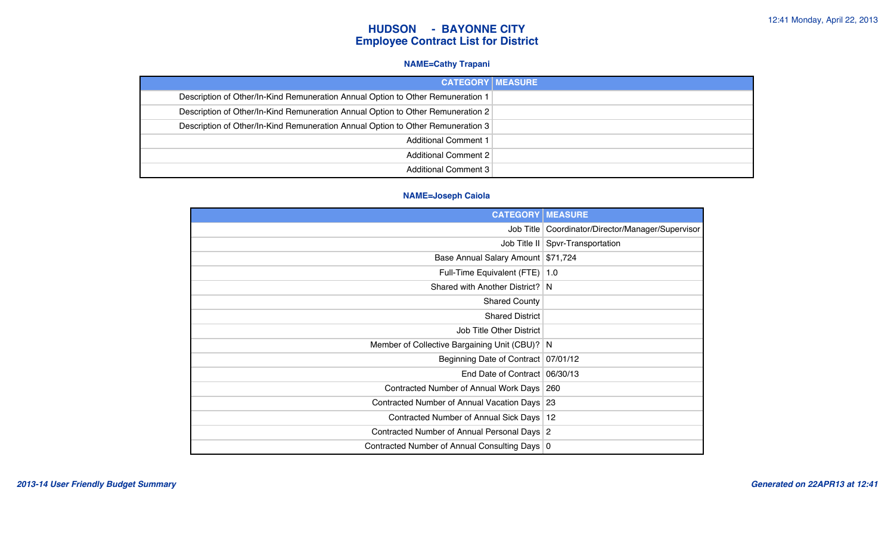# HUDSON - BAYONNE CITY
## Employee Contract List for District

### NAME=Cathy Trapani

| CATEGORY | MEASURE |
|---|---|
| Description of Other/In-Kind Remuneration Annual Option to Other Remuneration 1 | |
| Description of Other/In-Kind Remuneration Annual Option to Other Remuneration 2 | |
| Description of Other/In-Kind Remuneration Annual Option to Other Remuneration 3 | |
| Additional Comment 1 | |
| Additional Comment 2 | |
| Additional Comment 3 | |

### NAME=Joseph Caiola

| CATEGORY | MEASURE |
|---|---|
| Job Title | Coordinator/Director/Manager/Supervisor |
| Job Title II | Spvr-Transportation |
| Base Annual Salary Amount | $71,724 |
| Full-Time Equivalent (FTE) | 1.0 |
| Shared with Another District? | N |
| Shared County | |
| Shared District | |
| Job Title Other District | |
| Member of Collective Bargaining Unit (CBU)? | N |
| Beginning Date of Contract | 07/01/12 |
| End Date of Contract | 06/30/13 |
| Contracted Number of Annual Work Days | 260 |
| Contracted Number of Annual Vacation Days | 23 |
| Contracted Number of Annual Sick Days | 12 |
| Contracted Number of Annual Personal Days | 2 |
| Contracted Number of Annual Consulting Days | 0 |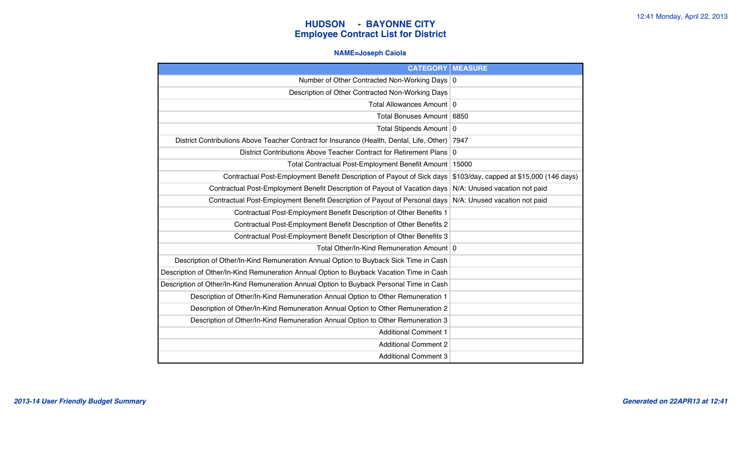# HUDSON - BAYONNE CITY
## Employee Contract List for District

**NAME=Joseph Caiola**

| CATEGORY | MEASURE |
|---|---|
| Number of Other Contracted Non-Working Days | 0 |
| Description of Other Contracted Non-Working Days | |
| Total Allowances Amount | 0 |
| Total Bonuses Amount | 6850 |
| Total Stipends Amount | 0 |
| District Contributions Above Teacher Contract for Insurance (Health, Dental, Life, Other) | 7947 |
| District Contributions Above Teacher Contract for Retirement Plans | 0 |
| Total Contractual Post-Employment Benefit Amount | 15000 |
| Contractual Post-Employment Benefit Description of Payout of Sick days | $103/day, capped at $15,000 (146 days) |
| Contractual Post-Employment Benefit Description of Payout of Vacation days | N/A: Unused vacation not paid |
| Contractual Post-Employment Benefit Description of Payout of Personal days | N/A: Unused vacation not paid |
| Contractual Post-Employment Benefit Description of Other Benefits 1 | |
| Contractual Post-Employment Benefit Description of Other Benefits 2 | |
| Contractual Post-Employment Benefit Description of Other Benefits 3 | |
| Total Other/In-Kind Remuneration Amount | 0 |
| Description of Other/In-Kind Remuneration Annual Option to Buyback Sick Time in Cash | |
| Description of Other/In-Kind Remuneration Annual Option to Buyback Vacation Time in Cash | |
| Description of Other/In-Kind Remuneration Annual Option to Buyback Personal Time in Cash | |
| Description of Other/In-Kind Remuneration Annual Option to Other Remuneration 1 | |
| Description of Other/In-Kind Remuneration Annual Option to Other Remuneration 2 | |
| Description of Other/In-Kind Remuneration Annual Option to Other Remuneration 3 | |
| Additional Comment 1 | |
| Additional Comment 2 | |
| Additional Comment 3 | |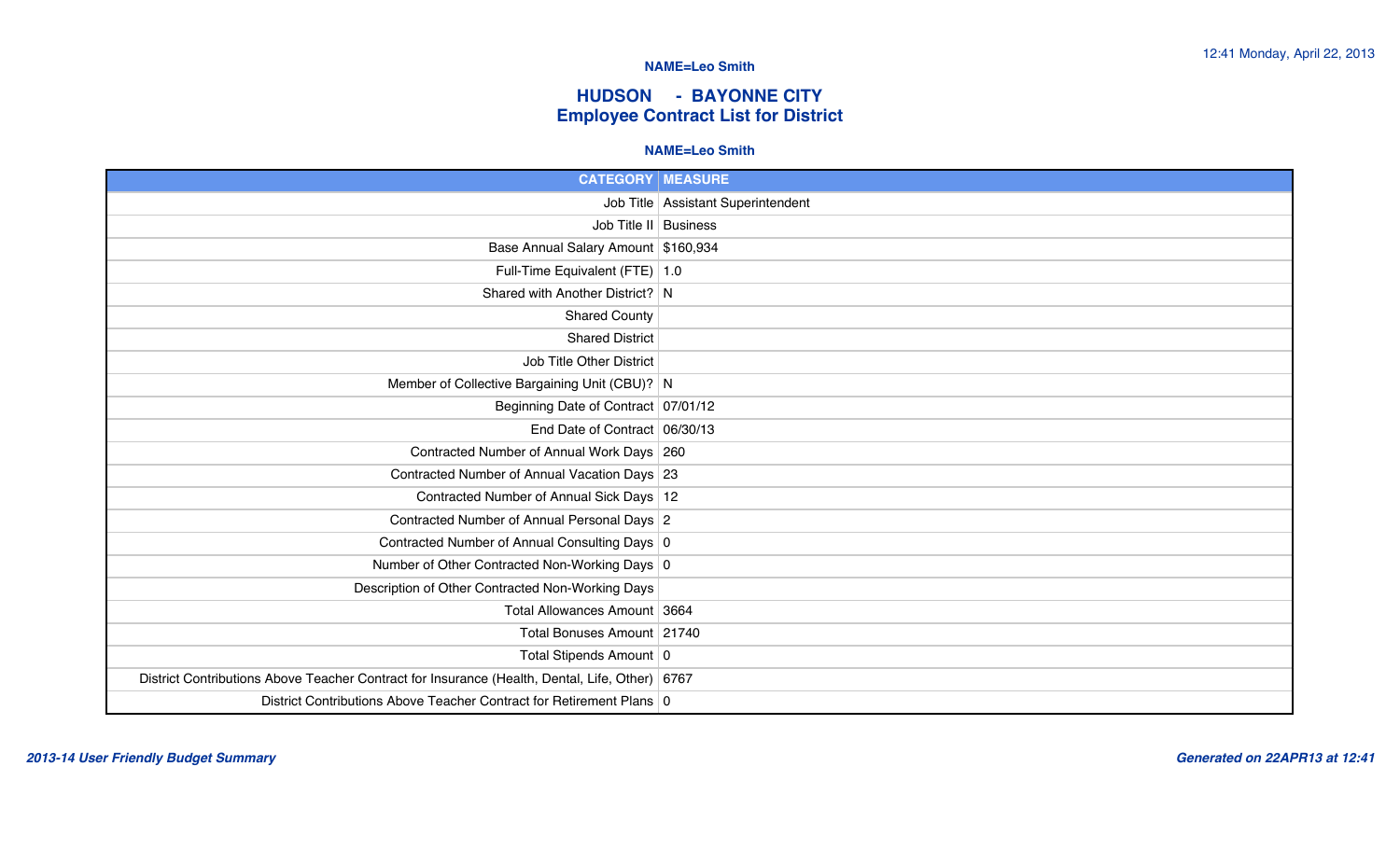**NAME=Leo Smith**

# HUDSON - BAYONNE CITY
## Employee Contract List for District

**NAME=Leo Smith**

| CATEGORY | MEASURE |
|---:|---|
| Job Title | Assistant Superintendent |
| Job Title II | Business |
| Base Annual Salary Amount | $160,934 |
| Full-Time Equivalent (FTE) | 1.0 |
| Shared with Another District? | N |
| Shared County | |
| Shared District | |
| Job Title Other District | |
| Member of Collective Bargaining Unit (CBU)? | N |
| Beginning Date of Contract | 07/01/12 |
| End Date of Contract | 06/30/13 |
| Contracted Number of Annual Work Days | 260 |
| Contracted Number of Annual Vacation Days | 23 |
| Contracted Number of Annual Sick Days | 12 |
| Contracted Number of Annual Personal Days | 2 |
| Contracted Number of Annual Consulting Days | 0 |
| Number of Other Contracted Non-Working Days | 0 |
| Description of Other Contracted Non-Working Days | |
| Total Allowances Amount | 3664 |
| Total Bonuses Amount | 21740 |
| Total Stipends Amount | 0 |
| District Contributions Above Teacher Contract for Insurance (Health, Dental, Life, Other) | 6767 |
| District Contributions Above Teacher Contract for Retirement Plans | 0 |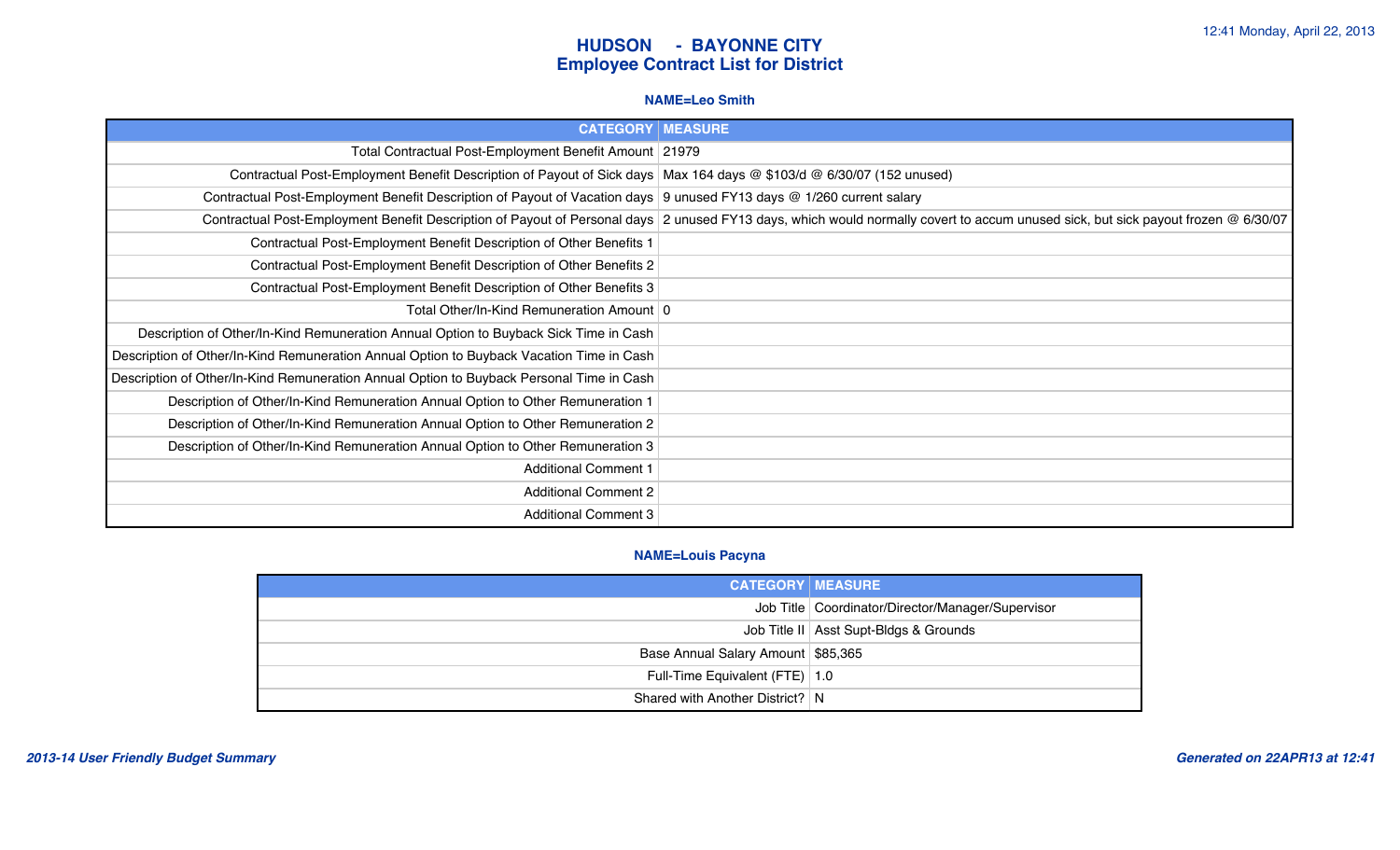# HUDSON - BAYONNE CITY
## Employee Contract List for District

### NAME=Leo Smith

| CATEGORY | MEASURE |
|---|---|
| Total Contractual Post-Employment Benefit Amount | 21979 |
| Contractual Post-Employment Benefit Description of Payout of Sick days | Max 164 days @ $103/d @ 6/30/07 (152 unused) |
| Contractual Post-Employment Benefit Description of Payout of Vacation days | 9 unused FY13 days @ 1/260 current salary |
| Contractual Post-Employment Benefit Description of Payout of Personal days | 2 unused FY13 days, which would normally covert to accum unused sick, but sick payout frozen @ 6/30/07 |
| Contractual Post-Employment Benefit Description of Other Benefits 1 | |
| Contractual Post-Employment Benefit Description of Other Benefits 2 | |
| Contractual Post-Employment Benefit Description of Other Benefits 3 | |
| Total Other/In-Kind Remuneration Amount | 0 |
| Description of Other/In-Kind Remuneration Annual Option to Buyback Sick Time in Cash | |
| Description of Other/In-Kind Remuneration Annual Option to Buyback Vacation Time in Cash | |
| Description of Other/In-Kind Remuneration Annual Option to Buyback Personal Time in Cash | |
| Description of Other/In-Kind Remuneration Annual Option to Other Remuneration 1 | |
| Description of Other/In-Kind Remuneration Annual Option to Other Remuneration 2 | |
| Description of Other/In-Kind Remuneration Annual Option to Other Remuneration 3 | |
| Additional Comment 1 | |
| Additional Comment 2 | |
| Additional Comment 3 | |

### NAME=Louis Pacyna

| CATEGORY | MEASURE |
|---|---|
| Job Title | Coordinator/Director/Manager/Supervisor |
| Job Title II | Asst Supt-Bldgs & Grounds |
| Base Annual Salary Amount | $85,365 |
| Full-Time Equivalent (FTE) | 1.0 |
| Shared with Another District? | N |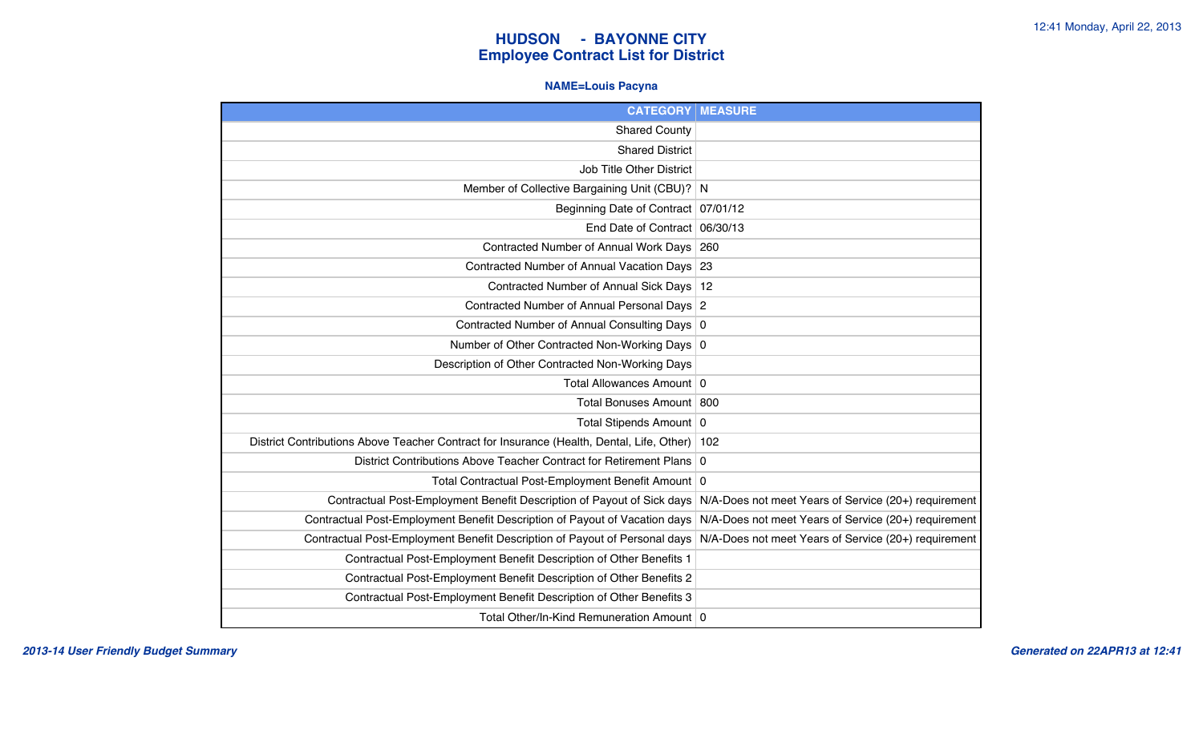# HUDSON - BAYONNE CITY
## Employee Contract List for District

**NAME=Louis Pacyna**

| CATEGORY | MEASURE |
|---:|---|
| Shared County | |
| Shared District | |
| Job Title Other District | |
| Member of Collective Bargaining Unit (CBU)? | N |
| Beginning Date of Contract | 07/01/12 |
| End Date of Contract | 06/30/13 |
| Contracted Number of Annual Work Days | 260 |
| Contracted Number of Annual Vacation Days | 23 |
| Contracted Number of Annual Sick Days | 12 |
| Contracted Number of Annual Personal Days | 2 |
| Contracted Number of Annual Consulting Days | 0 |
| Number of Other Contracted Non-Working Days | 0 |
| Description of Other Contracted Non-Working Days | |
| Total Allowances Amount | 0 |
| Total Bonuses Amount | 800 |
| Total Stipends Amount | 0 |
| District Contributions Above Teacher Contract for Insurance (Health, Dental, Life, Other) | 102 |
| District Contributions Above Teacher Contract for Retirement Plans | 0 |
| Total Contractual Post-Employment Benefit Amount | 0 |
| Contractual Post-Employment Benefit Description of Payout of Sick days | N/A-Does not meet Years of Service (20+) requirement |
| Contractual Post-Employment Benefit Description of Payout of Vacation days | N/A-Does not meet Years of Service (20+) requirement |
| Contractual Post-Employment Benefit Description of Payout of Personal days | N/A-Does not meet Years of Service (20+) requirement |
| Contractual Post-Employment Benefit Description of Other Benefits 1 | |
| Contractual Post-Employment Benefit Description of Other Benefits 2 | |
| Contractual Post-Employment Benefit Description of Other Benefits 3 | |
| Total Other/In-Kind Remuneration Amount | 0 |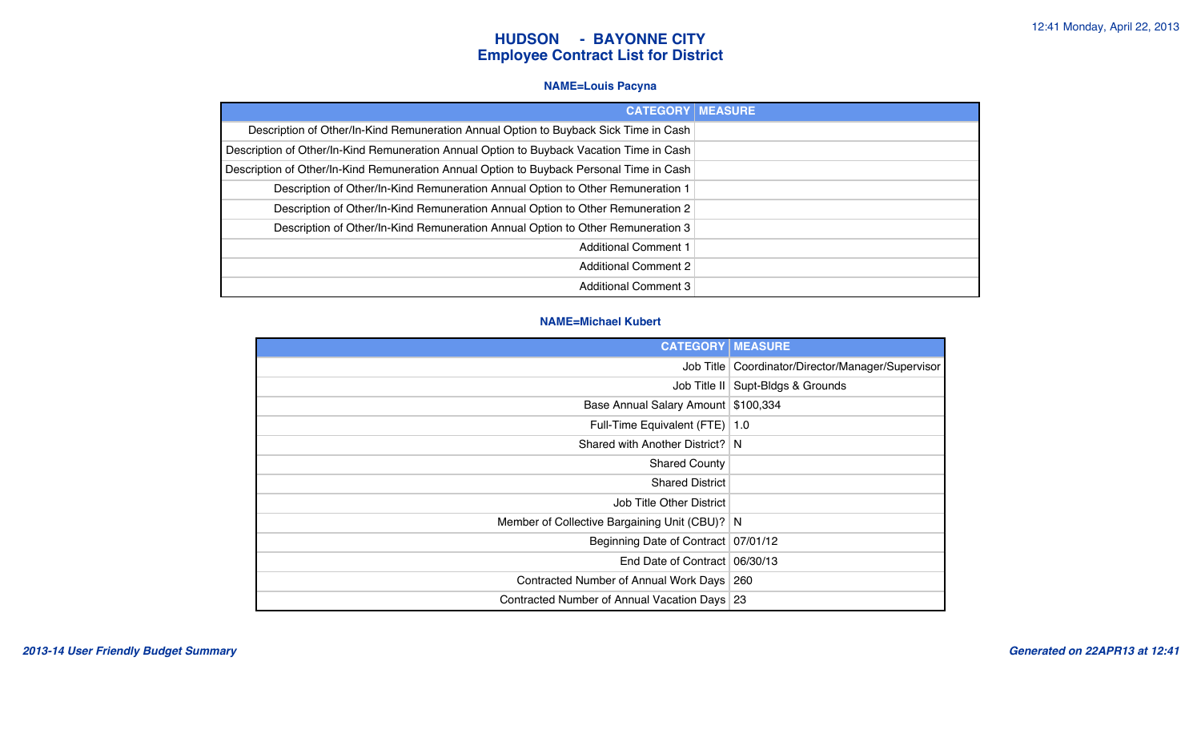# HUDSON - BAYONNE CITY
## Employee Contract List for District

### NAME=Louis Pacyna

| CATEGORY | MEASURE |
|---|---|
| Description of Other/In-Kind Remuneration Annual Option to Buyback Sick Time in Cash | |
| Description of Other/In-Kind Remuneration Annual Option to Buyback Vacation Time in Cash | |
| Description of Other/In-Kind Remuneration Annual Option to Buyback Personal Time in Cash | |
| Description of Other/In-Kind Remuneration Annual Option to Other Remuneration 1 | |
| Description of Other/In-Kind Remuneration Annual Option to Other Remuneration 2 | |
| Description of Other/In-Kind Remuneration Annual Option to Other Remuneration 3 | |
| Additional Comment 1 | |
| Additional Comment 2 | |
| Additional Comment 3 | |

### NAME=Michael Kubert

| CATEGORY | MEASURE |
|---|---|
| Job Title | Coordinator/Director/Manager/Supervisor |
| Job Title II | Supt-Bldgs & Grounds |
| Base Annual Salary Amount | $100,334 |
| Full-Time Equivalent (FTE) | 1.0 |
| Shared with Another District? | N |
| Shared County | |
| Shared District | |
| Job Title Other District | |
| Member of Collective Bargaining Unit (CBU)? | N |
| Beginning Date of Contract | 07/01/12 |
| End Date of Contract | 06/30/13 |
| Contracted Number of Annual Work Days | 260 |
| Contracted Number of Annual Vacation Days | 23 |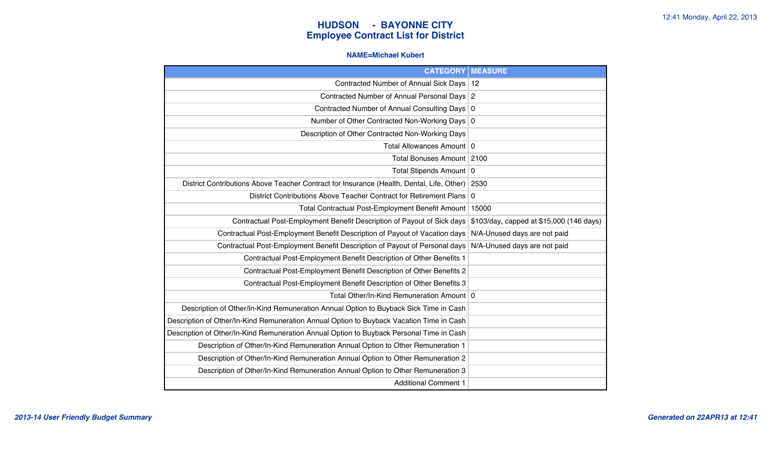# HUDSON - BAYONNE CITY
## Employee Contract List for District

**NAME=Michael Kubert**

| CATEGORY | MEASURE |
|---|---|
| Contracted Number of Annual Sick Days | 12 |
| Contracted Number of Annual Personal Days | 2 |
| Contracted Number of Annual Consulting Days | 0 |
| Number of Other Contracted Non-Working Days | 0 |
| Description of Other Contracted Non-Working Days | |
| Total Allowances Amount | 0 |
| Total Bonuses Amount | 2100 |
| Total Stipends Amount | 0 |
| District Contributions Above Teacher Contract for Insurance (Health, Dental, Life, Other) | 2530 |
| District Contributions Above Teacher Contract for Retirement Plans | 0 |
| Total Contractual Post-Employment Benefit Amount | 15000 |
| Contractual Post-Employment Benefit Description of Payout of Sick days | $103/day, capped at $15,000 (146 days) |
| Contractual Post-Employment Benefit Description of Payout of Vacation days | N/A-Unused days are not paid |
| Contractual Post-Employment Benefit Description of Payout of Personal days | N/A-Unused days are not paid |
| Contractual Post-Employment Benefit Description of Other Benefits 1 | |
| Contractual Post-Employment Benefit Description of Other Benefits 2 | |
| Contractual Post-Employment Benefit Description of Other Benefits 3 | |
| Total Other/In-Kind Remuneration Amount | 0 |
| Description of Other/In-Kind Remuneration Annual Option to Buyback Sick Time in Cash | |
| Description of Other/In-Kind Remuneration Annual Option to Buyback Vacation Time in Cash | |
| Description of Other/In-Kind Remuneration Annual Option to Buyback Personal Time in Cash | |
| Description of Other/In-Kind Remuneration Annual Option to Other Remuneration 1 | |
| Description of Other/In-Kind Remuneration Annual Option to Other Remuneration 2 | |
| Description of Other/In-Kind Remuneration Annual Option to Other Remuneration 3 | |
| Additional Comment 1 | |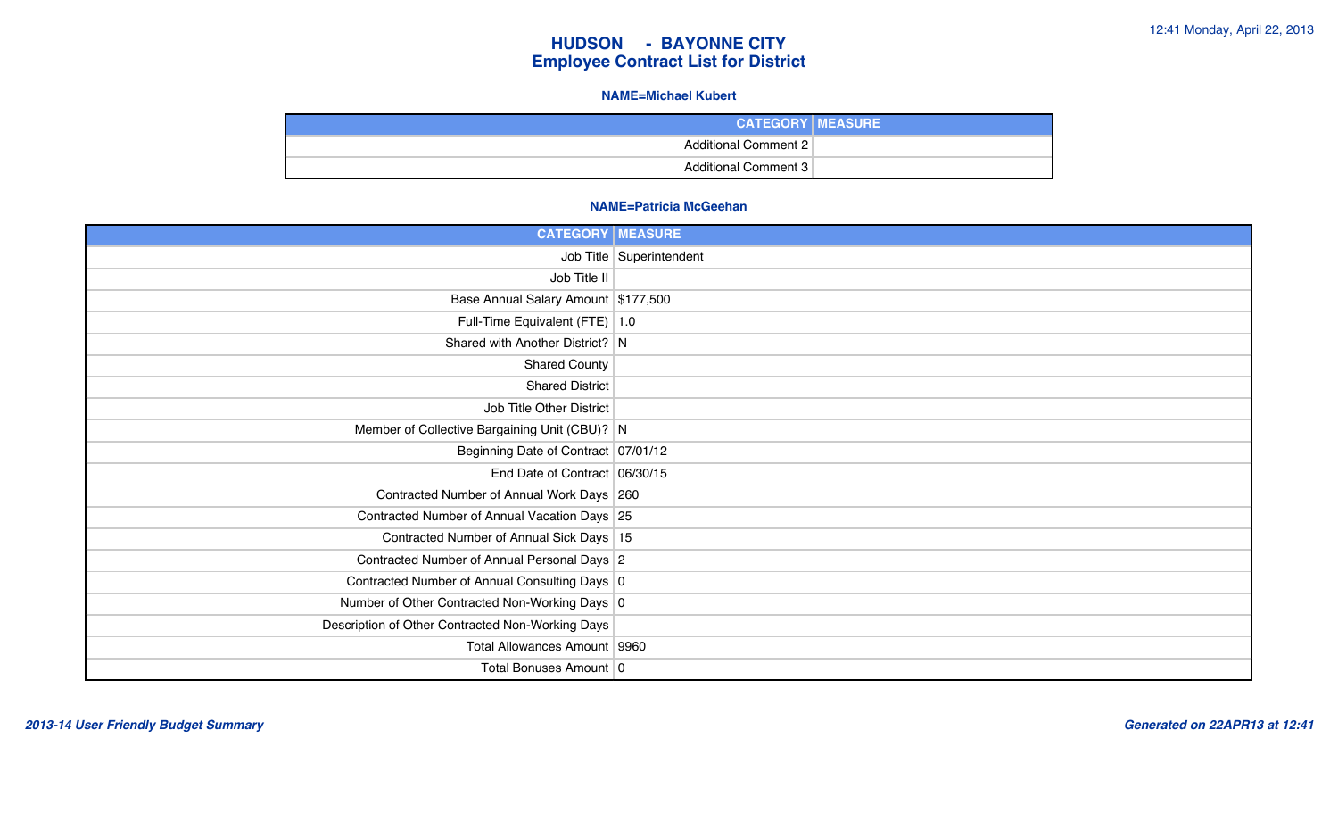# HUDSON - BAYONNE CITY
## Employee Contract List for District

### NAME=Michael Kubert

| CATEGORY | MEASURE |
|---|---|
| Additional Comment 2 | |
| Additional Comment 3 | |

### NAME=Patricia McGeehan

| CATEGORY | MEASURE |
|---|---|
| Job Title | Superintendent |
| Job Title II | |
| Base Annual Salary Amount | $177,500 |
| Full-Time Equivalent (FTE) | 1.0 |
| Shared with Another District? | N |
| Shared County | |
| Shared District | |
| Job Title Other District | |
| Member of Collective Bargaining Unit (CBU)? | N |
| Beginning Date of Contract | 07/01/12 |
| End Date of Contract | 06/30/15 |
| Contracted Number of Annual Work Days | 260 |
| Contracted Number of Annual Vacation Days | 25 |
| Contracted Number of Annual Sick Days | 15 |
| Contracted Number of Annual Personal Days | 2 |
| Contracted Number of Annual Consulting Days | 0 |
| Number of Other Contracted Non-Working Days | 0 |
| Description of Other Contracted Non-Working Days | |
| Total Allowances Amount | 9960 |
| Total Bonuses Amount | 0 |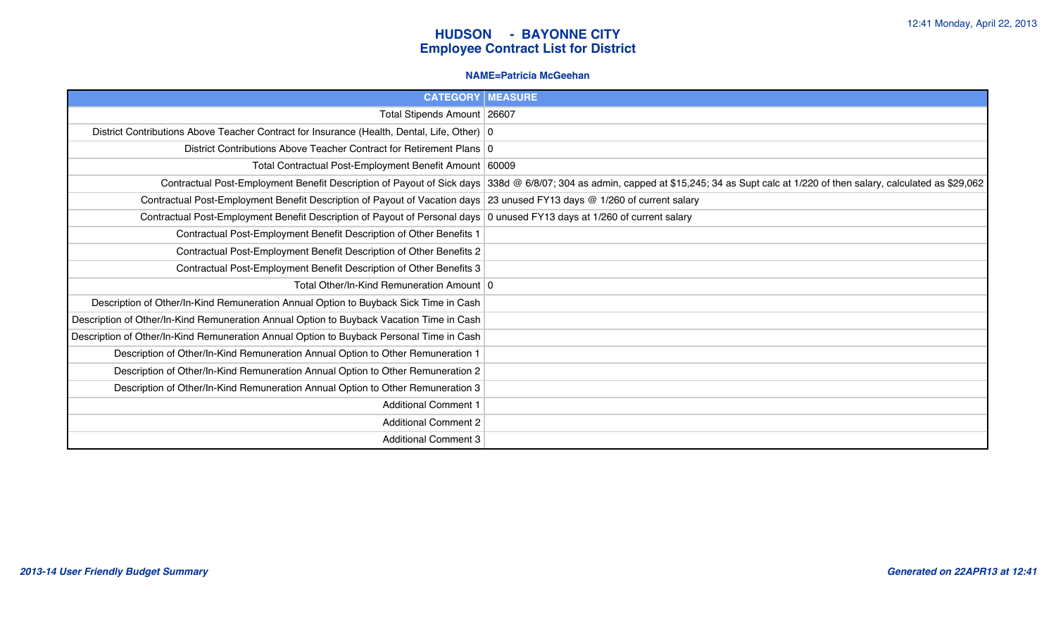# HUDSON - BAYONNE CITY
## Employee Contract List for District

**NAME=Patricia McGeehan**

| CATEGORY | MEASURE |
|---|---|
| Total Stipends Amount | 26607 |
| District Contributions Above Teacher Contract for Insurance (Health, Dental, Life, Other) | 0 |
| District Contributions Above Teacher Contract for Retirement Plans | 0 |
| Total Contractual Post-Employment Benefit Amount | 60009 |
| Contractual Post-Employment Benefit Description of Payout of Sick days | 338d @ 6/8/07; 304 as admin, capped at $15,245; 34 as Supt calc at 1/220 of then salary, calculated as $29,062 |
| Contractual Post-Employment Benefit Description of Payout of Vacation days | 23 unused FY13 days @ 1/260 of current salary |
| Contractual Post-Employment Benefit Description of Payout of Personal days | 0 unused FY13 days at 1/260 of current salary |
| Contractual Post-Employment Benefit Description of Other Benefits 1 | |
| Contractual Post-Employment Benefit Description of Other Benefits 2 | |
| Contractual Post-Employment Benefit Description of Other Benefits 3 | |
| Total Other/In-Kind Remuneration Amount | 0 |
| Description of Other/In-Kind Remuneration Annual Option to Buyback Sick Time in Cash | |
| Description of Other/In-Kind Remuneration Annual Option to Buyback Vacation Time in Cash | |
| Description of Other/In-Kind Remuneration Annual Option to Buyback Personal Time in Cash | |
| Description of Other/In-Kind Remuneration Annual Option to Other Remuneration 1 | |
| Description of Other/In-Kind Remuneration Annual Option to Other Remuneration 2 | |
| Description of Other/In-Kind Remuneration Annual Option to Other Remuneration 3 | |
| Additional Comment 1 | |
| Additional Comment 2 | |
| Additional Comment 3 | |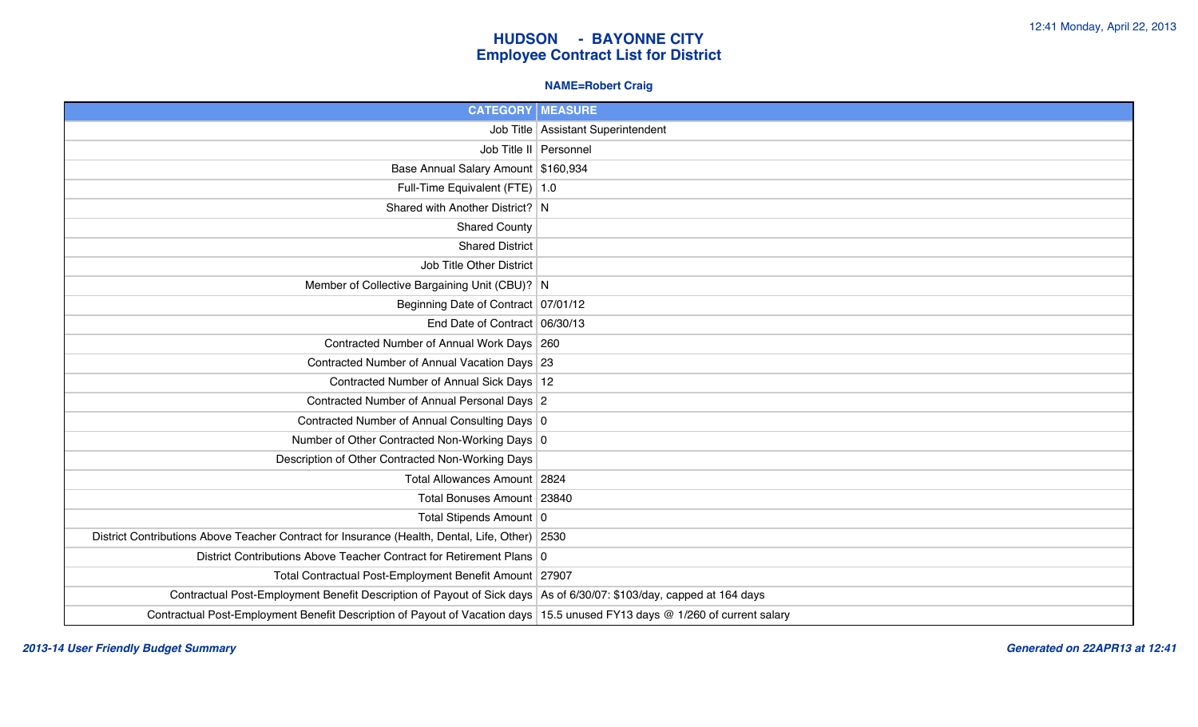# HUDSON - BAYONNE CITY
## Employee Contract List for District

**NAME=Robert Craig**

| CATEGORY | MEASURE |
|---|---|
| Job Title | Assistant Superintendent |
| Job Title II | Personnel |
| Base Annual Salary Amount | $160,934 |
| Full-Time Equivalent (FTE) | 1.0 |
| Shared with Another District? | N |
| Shared County | |
| Shared District | |
| Job Title Other District | |
| Member of Collective Bargaining Unit (CBU)? | N |
| Beginning Date of Contract | 07/01/12 |
| End Date of Contract | 06/30/13 |
| Contracted Number of Annual Work Days | 260 |
| Contracted Number of Annual Vacation Days | 23 |
| Contracted Number of Annual Sick Days | 12 |
| Contracted Number of Annual Personal Days | 2 |
| Contracted Number of Annual Consulting Days | 0 |
| Number of Other Contracted Non-Working Days | 0 |
| Description of Other Contracted Non-Working Days | |
| Total Allowances Amount | 2824 |
| Total Bonuses Amount | 23840 |
| Total Stipends Amount | 0 |
| District Contributions Above Teacher Contract for Insurance (Health, Dental, Life, Other) | 2530 |
| District Contributions Above Teacher Contract for Retirement Plans | 0 |
| Total Contractual Post-Employment Benefit Amount | 27907 |
| Contractual Post-Employment Benefit Description of Payout of Sick days | As of 6/30/07: $103/day, capped at 164 days |
| Contractual Post-Employment Benefit Description of Payout of Vacation days | 15.5 unused FY13 days @ 1/260 of current salary |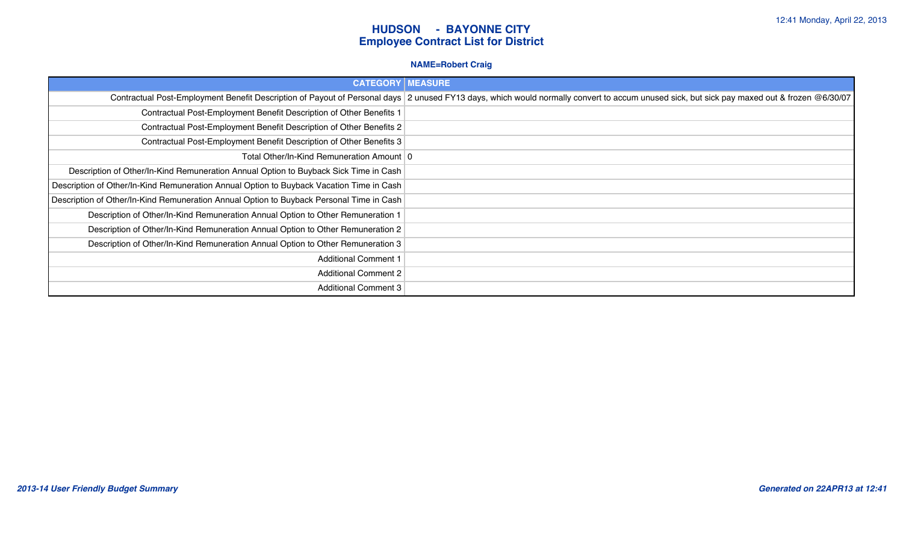# HUDSON - BAYONNE CITY
## Employee Contract List for District

**NAME=Robert Craig**

| CATEGORY | MEASURE |
|---|---|
| Contractual Post-Employment Benefit Description of Payout of Personal days | 2 unused FY13 days, which would normally convert to accum unused sick, but sick pay maxed out & frozen @6/30/07 |
| Contractual Post-Employment Benefit Description of Other Benefits 1 | |
| Contractual Post-Employment Benefit Description of Other Benefits 2 | |
| Contractual Post-Employment Benefit Description of Other Benefits 3 | |
| Total Other/In-Kind Remuneration Amount | 0 |
| Description of Other/In-Kind Remuneration Annual Option to Buyback Sick Time in Cash | |
| Description of Other/In-Kind Remuneration Annual Option to Buyback Vacation Time in Cash | |
| Description of Other/In-Kind Remuneration Annual Option to Buyback Personal Time in Cash | |
| Description of Other/In-Kind Remuneration Annual Option to Other Remuneration 1 | |
| Description of Other/In-Kind Remuneration Annual Option to Other Remuneration 2 | |
| Description of Other/In-Kind Remuneration Annual Option to Other Remuneration 3 | |
| Additional Comment 1 | |
| Additional Comment 2 | |
| Additional Comment 3 | |